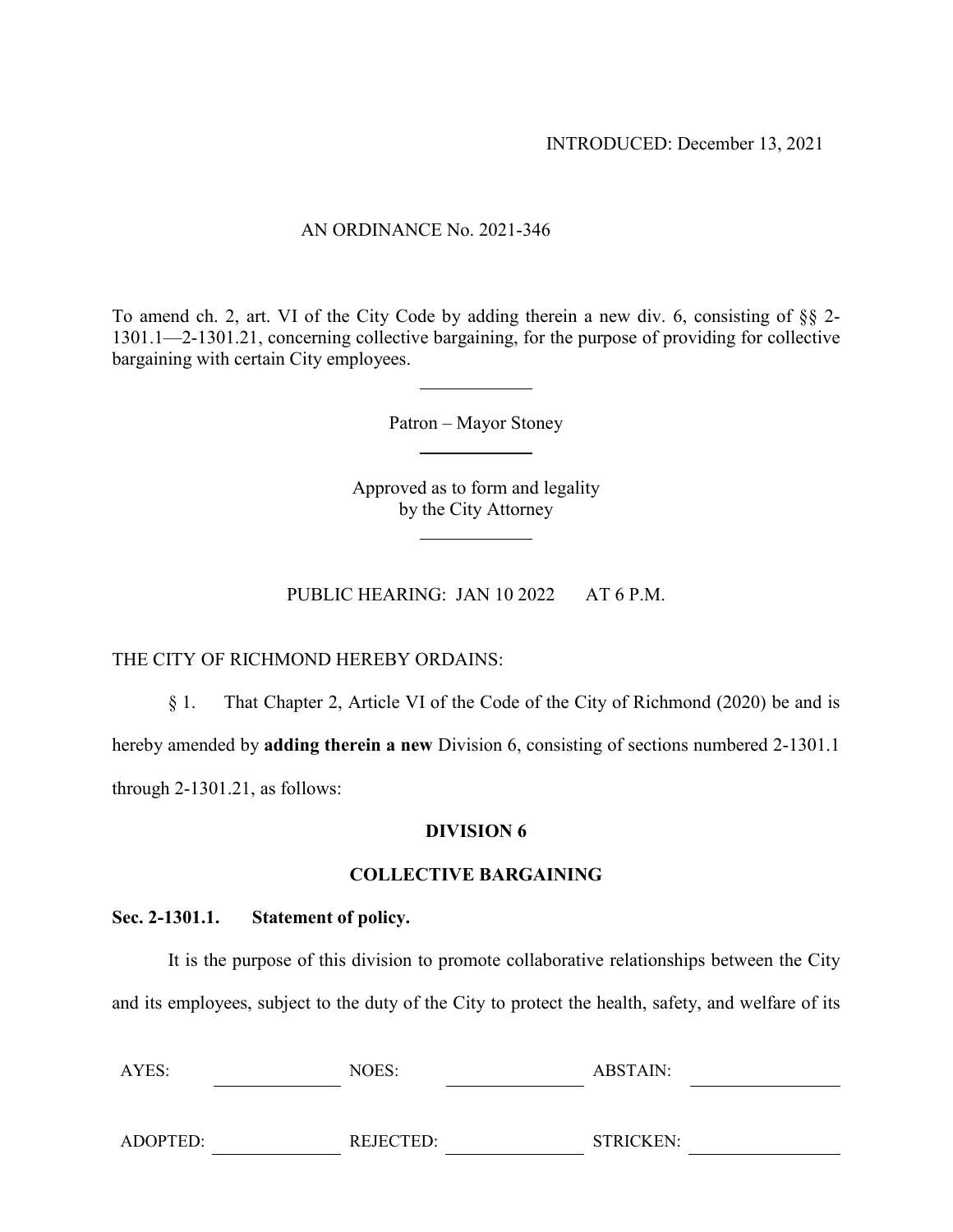INTRODUCED: December 13, 2021

AN ORDINANCE No. 2021-346

To amend ch. 2, art. VI of the City Code by adding therein a new div. 6, consisting of §§ 2-1301.1—2-1301.21, concerning collective bargaining, for the purpose of providing for collective bargaining with certain City employees.

Patron – Mayor Stoney

Approved as to form and legality
by the City Attorney

PUBLIC HEARING: JAN 10 2022 AT 6 P.M.

THE CITY OF RICHMOND HEREBY ORDAINS:

§ 1. That Chapter 2, Article VI of the Code of the City of Richmond (2020) be and is hereby amended by **adding therein a new** Division 6, consisting of sections numbered 2-1301.1 through 2-1301.21, as follows:

## DIVISION 6

## COLLECTIVE BARGAINING

### Sec. 2-1301.1. Statement of policy.

It is the purpose of this division to promote collaborative relationships between the City and its employees, subject to the duty of the City to protect the health, safety, and welfare of its

| AYES: | | NOES: | | ABSTAIN: | |
|---|---|---|---|---|---|
| ADOPTED: | | REJECTED: | | STRICKEN: | |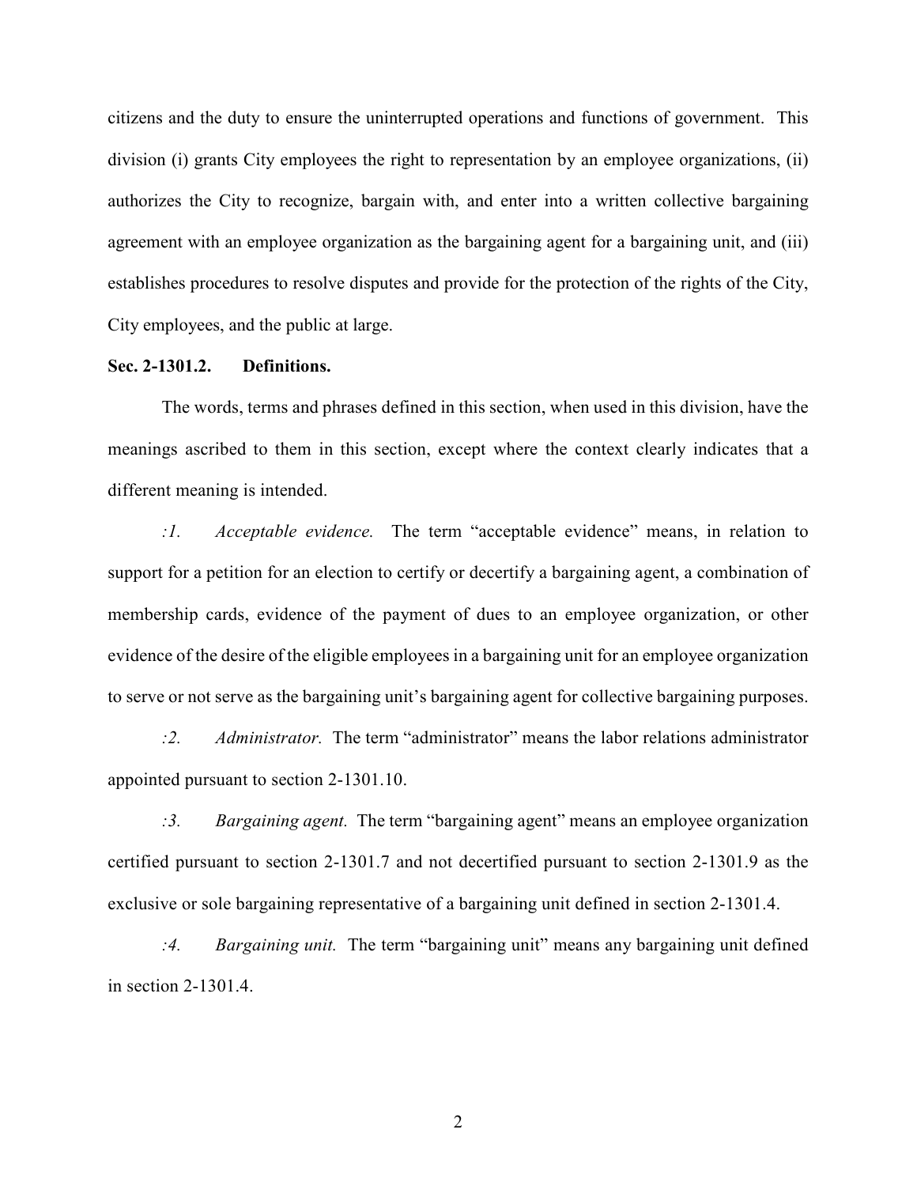citizens and the duty to ensure the uninterrupted operations and functions of government. This division (i) grants City employees the right to representation by an employee organizations, (ii) authorizes the City to recognize, bargain with, and enter into a written collective bargaining agreement with an employee organization as the bargaining agent for a bargaining unit, and (iii) establishes procedures to resolve disputes and provide for the protection of the rights of the City, City employees, and the public at large.

**Sec. 2-1301.2. Definitions.**

The words, terms and phrases defined in this section, when used in this division, have the meanings ascribed to them in this section, except where the context clearly indicates that a different meaning is intended.

*:1.* *Acceptable evidence.* The term "acceptable evidence" means, in relation to support for a petition for an election to certify or decertify a bargaining agent, a combination of membership cards, evidence of the payment of dues to an employee organization, or other evidence of the desire of the eligible employees in a bargaining unit for an employee organization to serve or not serve as the bargaining unit's bargaining agent for collective bargaining purposes.

*:2.* *Administrator.* The term "administrator" means the labor relations administrator appointed pursuant to section 2-1301.10.

*:3.* *Bargaining agent.* The term "bargaining agent" means an employee organization certified pursuant to section 2-1301.7 and not decertified pursuant to section 2-1301.9 as the exclusive or sole bargaining representative of a bargaining unit defined in section 2-1301.4.

*:4.* *Bargaining unit.* The term "bargaining unit" means any bargaining unit defined in section 2-1301.4.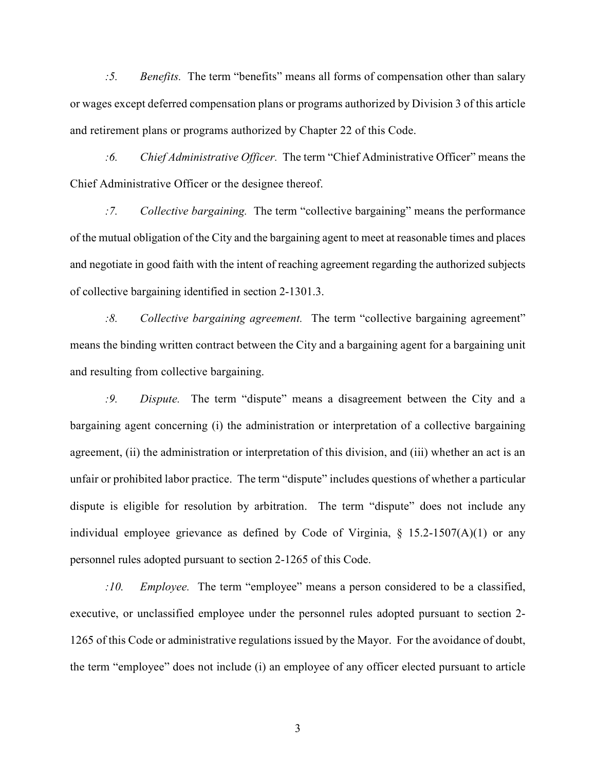*:5.* *Benefits.* The term "benefits" means all forms of compensation other than salary or wages except deferred compensation plans or programs authorized by Division 3 of this article and retirement plans or programs authorized by Chapter 22 of this Code.

*:6.* *Chief Administrative Officer.* The term "Chief Administrative Officer" means the Chief Administrative Officer or the designee thereof.

*:7.* *Collective bargaining.* The term "collective bargaining" means the performance of the mutual obligation of the City and the bargaining agent to meet at reasonable times and places and negotiate in good faith with the intent of reaching agreement regarding the authorized subjects of collective bargaining identified in section 2-1301.3.

*:8.* *Collective bargaining agreement.* The term "collective bargaining agreement" means the binding written contract between the City and a bargaining agent for a bargaining unit and resulting from collective bargaining.

*:9.* *Dispute.* The term "dispute" means a disagreement between the City and a bargaining agent concerning (i) the administration or interpretation of a collective bargaining agreement, (ii) the administration or interpretation of this division, and (iii) whether an act is an unfair or prohibited labor practice. The term "dispute" includes questions of whether a particular dispute is eligible for resolution by arbitration. The term "dispute" does not include any individual employee grievance as defined by Code of Virginia, § 15.2-1507(A)(1) or any personnel rules adopted pursuant to section 2-1265 of this Code.

*:10.* *Employee.* The term "employee" means a person considered to be a classified, executive, or unclassified employee under the personnel rules adopted pursuant to section 2-1265 of this Code or administrative regulations issued by the Mayor. For the avoidance of doubt, the term "employee" does not include (i) an employee of any officer elected pursuant to article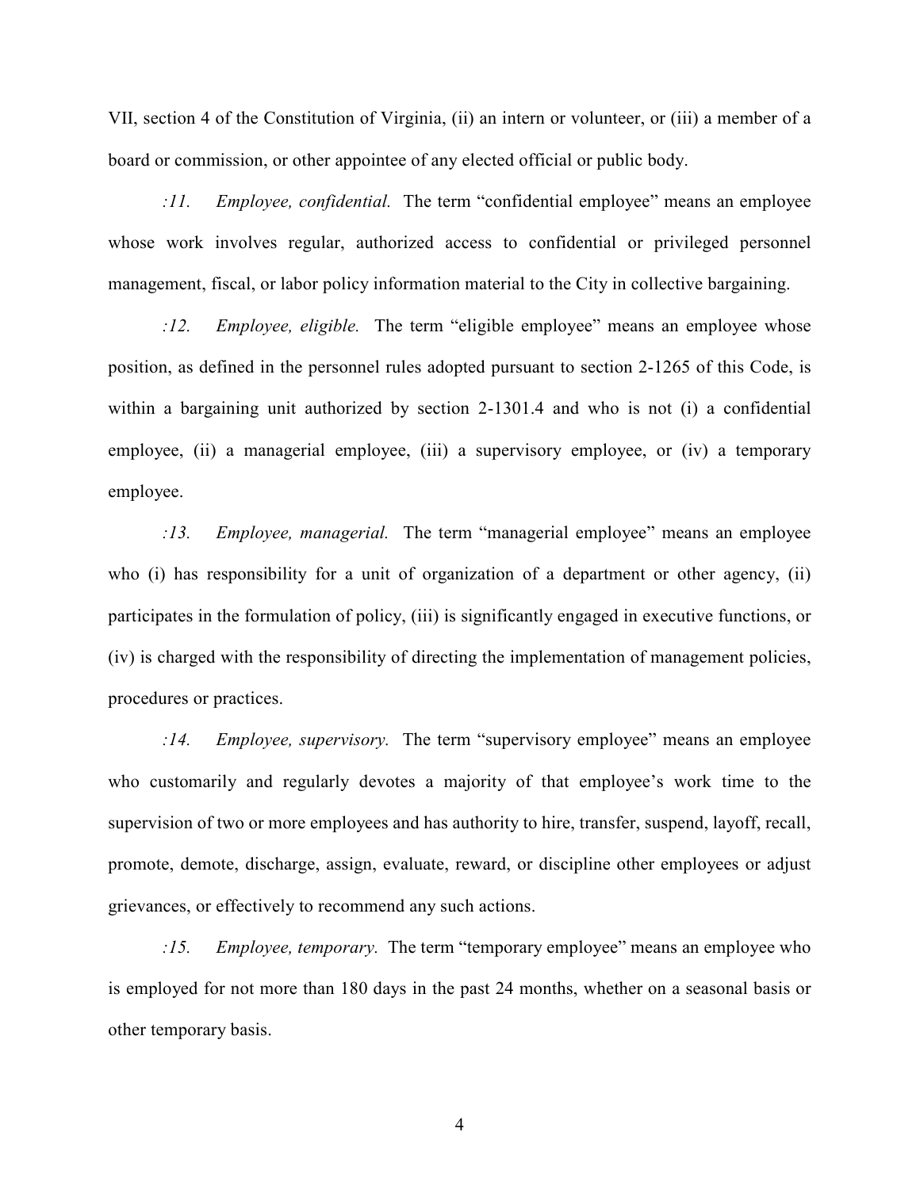VII, section 4 of the Constitution of Virginia, (ii) an intern or volunteer, or (iii) a member of a board or commission, or other appointee of any elected official or public body.

*:11. Employee, confidential.* The term "confidential employee" means an employee whose work involves regular, authorized access to confidential or privileged personnel management, fiscal, or labor policy information material to the City in collective bargaining.

*:12. Employee, eligible.* The term "eligible employee" means an employee whose position, as defined in the personnel rules adopted pursuant to section 2-1265 of this Code, is within a bargaining unit authorized by section 2-1301.4 and who is not (i) a confidential employee, (ii) a managerial employee, (iii) a supervisory employee, or (iv) a temporary employee.

*:13. Employee, managerial.* The term "managerial employee" means an employee who (i) has responsibility for a unit of organization of a department or other agency, (ii) participates in the formulation of policy, (iii) is significantly engaged in executive functions, or (iv) is charged with the responsibility of directing the implementation of management policies, procedures or practices.

*:14. Employee, supervisory.* The term "supervisory employee" means an employee who customarily and regularly devotes a majority of that employee's work time to the supervision of two or more employees and has authority to hire, transfer, suspend, layoff, recall, promote, demote, discharge, assign, evaluate, reward, or discipline other employees or adjust grievances, or effectively to recommend any such actions.

*:15. Employee, temporary.* The term "temporary employee" means an employee who is employed for not more than 180 days in the past 24 months, whether on a seasonal basis or other temporary basis.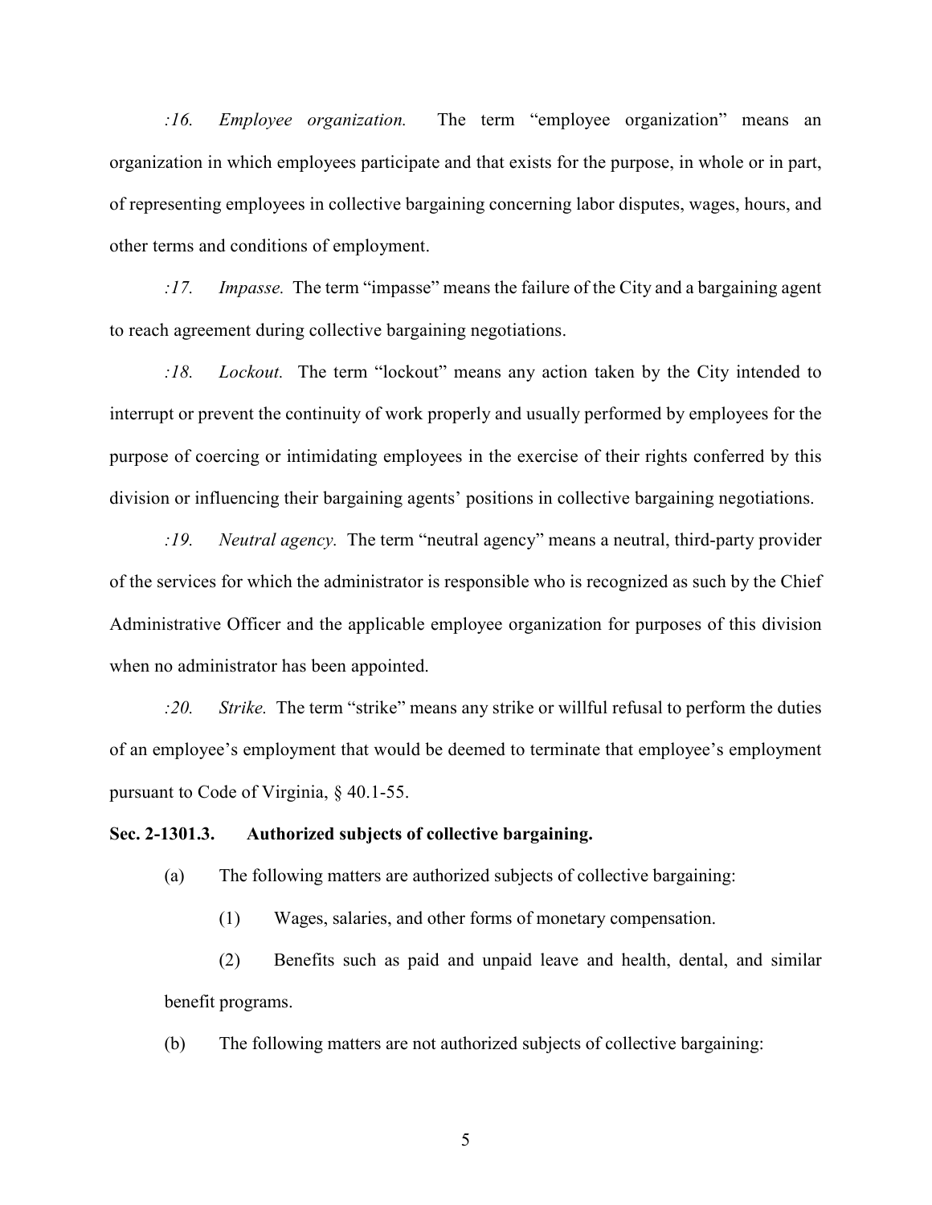*:16. Employee organization.* The term "employee organization" means an organization in which employees participate and that exists for the purpose, in whole or in part, of representing employees in collective bargaining concerning labor disputes, wages, hours, and other terms and conditions of employment.

*:17. Impasse.* The term "impasse" means the failure of the City and a bargaining agent to reach agreement during collective bargaining negotiations.

*:18. Lockout.* The term "lockout" means any action taken by the City intended to interrupt or prevent the continuity of work properly and usually performed by employees for the purpose of coercing or intimidating employees in the exercise of their rights conferred by this division or influencing their bargaining agents' positions in collective bargaining negotiations.

*:19. Neutral agency.* The term "neutral agency" means a neutral, third-party provider of the services for which the administrator is responsible who is recognized as such by the Chief Administrative Officer and the applicable employee organization for purposes of this division when no administrator has been appointed.

*:20. Strike.* The term "strike" means any strike or willful refusal to perform the duties of an employee's employment that would be deemed to terminate that employee's employment pursuant to Code of Virginia, § 40.1-55.

**Sec. 2-1301.3. Authorized subjects of collective bargaining.**

(a) The following matters are authorized subjects of collective bargaining:

(1) Wages, salaries, and other forms of monetary compensation.

(2) Benefits such as paid and unpaid leave and health, dental, and similar benefit programs.

(b) The following matters are not authorized subjects of collective bargaining: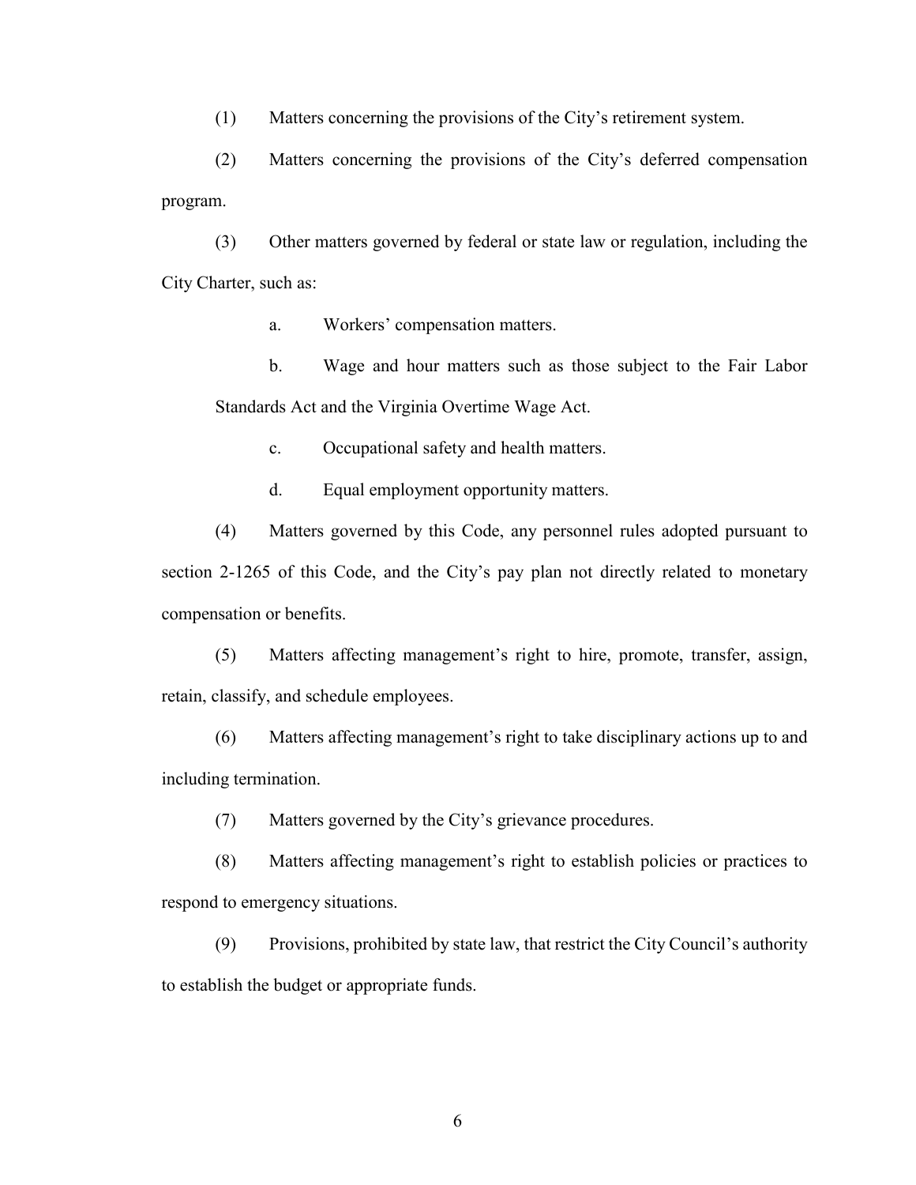(1) Matters concerning the provisions of the City's retirement system.

(2) Matters concerning the provisions of the City's deferred compensation program.

(3) Other matters governed by federal or state law or regulation, including the City Charter, such as:

a. Workers' compensation matters.

b. Wage and hour matters such as those subject to the Fair Labor Standards Act and the Virginia Overtime Wage Act.

c. Occupational safety and health matters.

d. Equal employment opportunity matters.

(4) Matters governed by this Code, any personnel rules adopted pursuant to section 2-1265 of this Code, and the City's pay plan not directly related to monetary compensation or benefits.

(5) Matters affecting management's right to hire, promote, transfer, assign, retain, classify, and schedule employees.

(6) Matters affecting management's right to take disciplinary actions up to and including termination.

(7) Matters governed by the City's grievance procedures.

(8) Matters affecting management's right to establish policies or practices to respond to emergency situations.

(9) Provisions, prohibited by state law, that restrict the City Council's authority to establish the budget or appropriate funds.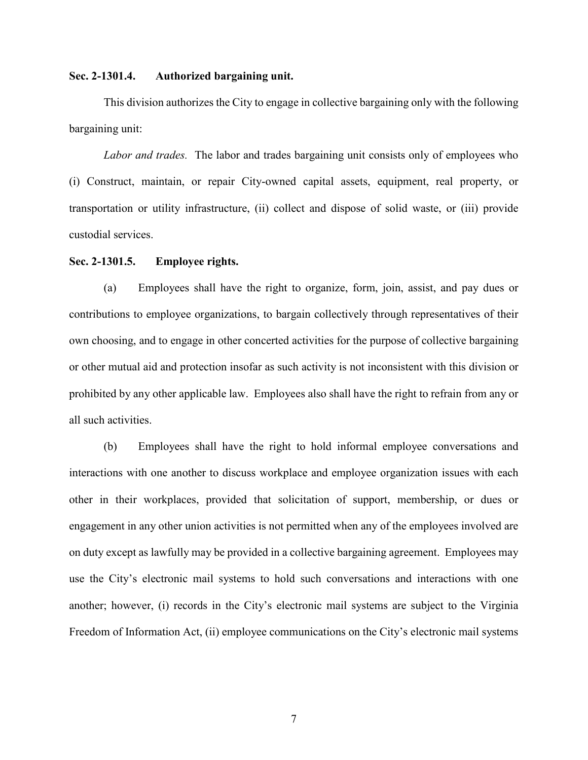**Sec. 2-1301.4. Authorized bargaining unit.**

This division authorizes the City to engage in collective bargaining only with the following bargaining unit:

*Labor and trades.* The labor and trades bargaining unit consists only of employees who (i) Construct, maintain, or repair City-owned capital assets, equipment, real property, or transportation or utility infrastructure, (ii) collect and dispose of solid waste, or (iii) provide custodial services.

**Sec. 2-1301.5. Employee rights.**

(a) Employees shall have the right to organize, form, join, assist, and pay dues or contributions to employee organizations, to bargain collectively through representatives of their own choosing, and to engage in other concerted activities for the purpose of collective bargaining or other mutual aid and protection insofar as such activity is not inconsistent with this division or prohibited by any other applicable law. Employees also shall have the right to refrain from any or all such activities.

(b) Employees shall have the right to hold informal employee conversations and interactions with one another to discuss workplace and employee organization issues with each other in their workplaces, provided that solicitation of support, membership, or dues or engagement in any other union activities is not permitted when any of the employees involved are on duty except as lawfully may be provided in a collective bargaining agreement. Employees may use the City's electronic mail systems to hold such conversations and interactions with one another; however, (i) records in the City's electronic mail systems are subject to the Virginia Freedom of Information Act, (ii) employee communications on the City's electronic mail systems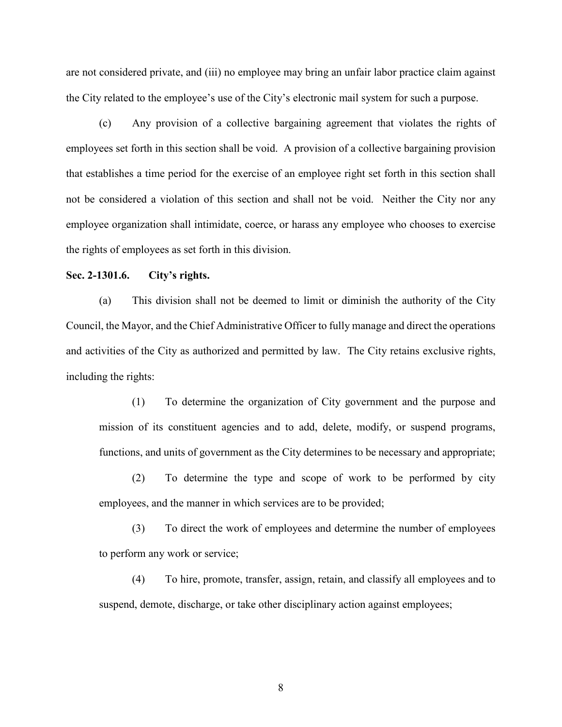are not considered private, and (iii) no employee may bring an unfair labor practice claim against the City related to the employee's use of the City's electronic mail system for such a purpose.

(c) Any provision of a collective bargaining agreement that violates the rights of employees set forth in this section shall be void. A provision of a collective bargaining provision that establishes a time period for the exercise of an employee right set forth in this section shall not be considered a violation of this section and shall not be void. Neither the City nor any employee organization shall intimidate, coerce, or harass any employee who chooses to exercise the rights of employees as set forth in this division.

**Sec. 2-1301.6. City's rights.**

(a) This division shall not be deemed to limit or diminish the authority of the City Council, the Mayor, and the Chief Administrative Officer to fully manage and direct the operations and activities of the City as authorized and permitted by law. The City retains exclusive rights, including the rights:

(1) To determine the organization of City government and the purpose and mission of its constituent agencies and to add, delete, modify, or suspend programs, functions, and units of government as the City determines to be necessary and appropriate;

(2) To determine the type and scope of work to be performed by city employees, and the manner in which services are to be provided;

(3) To direct the work of employees and determine the number of employees to perform any work or service;

(4) To hire, promote, transfer, assign, retain, and classify all employees and to suspend, demote, discharge, or take other disciplinary action against employees;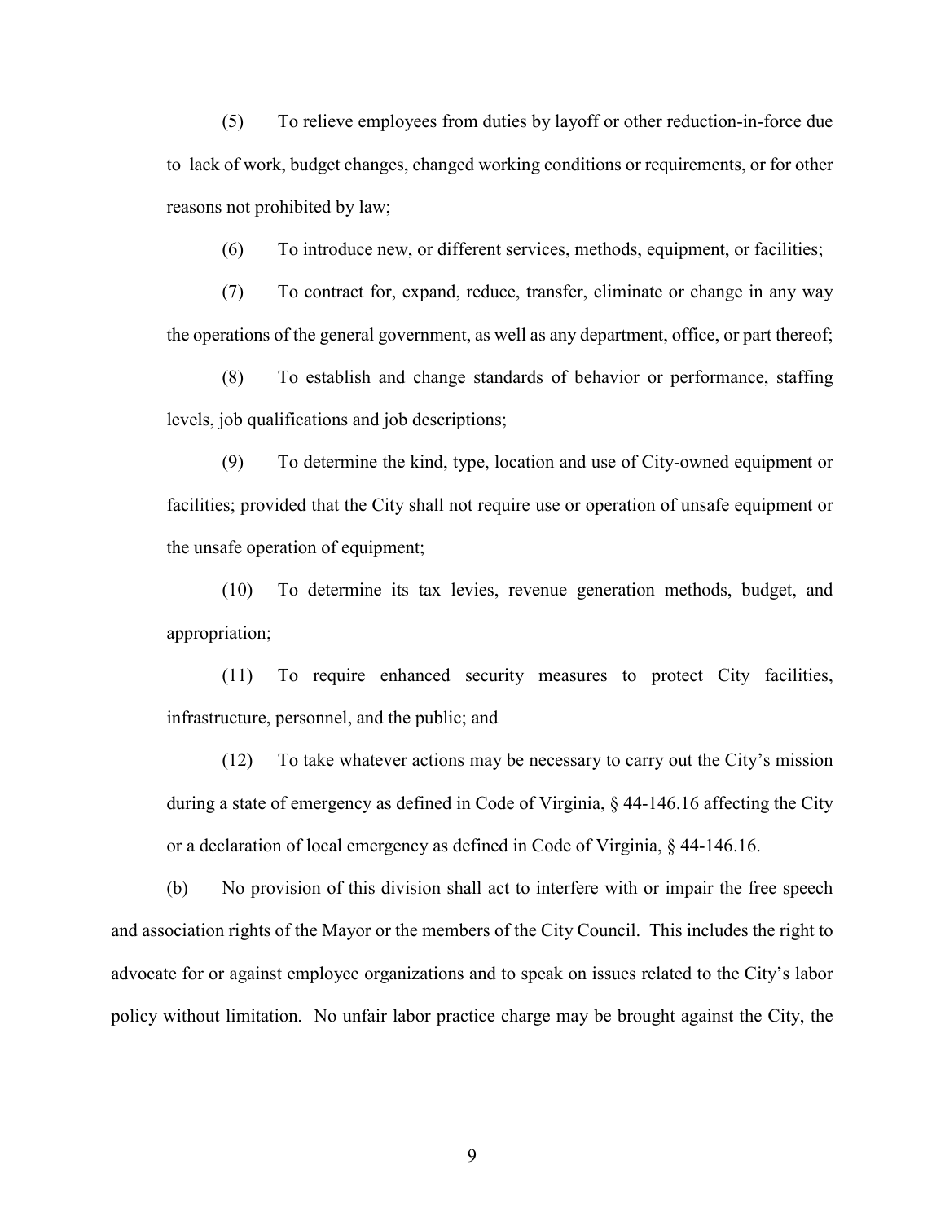(5) To relieve employees from duties by layoff or other reduction-in-force due to lack of work, budget changes, changed working conditions or requirements, or for other reasons not prohibited by law;

(6) To introduce new, or different services, methods, equipment, or facilities;

(7) To contract for, expand, reduce, transfer, eliminate or change in any way the operations of the general government, as well as any department, office, or part thereof;

(8) To establish and change standards of behavior or performance, staffing levels, job qualifications and job descriptions;

(9) To determine the kind, type, location and use of City-owned equipment or facilities; provided that the City shall not require use or operation of unsafe equipment or the unsafe operation of equipment;

(10) To determine its tax levies, revenue generation methods, budget, and appropriation;

(11) To require enhanced security measures to protect City facilities, infrastructure, personnel, and the public; and

(12) To take whatever actions may be necessary to carry out the City's mission during a state of emergency as defined in Code of Virginia, § 44-146.16 affecting the City or a declaration of local emergency as defined in Code of Virginia, § 44-146.16.

(b) No provision of this division shall act to interfere with or impair the free speech and association rights of the Mayor or the members of the City Council. This includes the right to advocate for or against employee organizations and to speak on issues related to the City's labor policy without limitation. No unfair labor practice charge may be brought against the City, the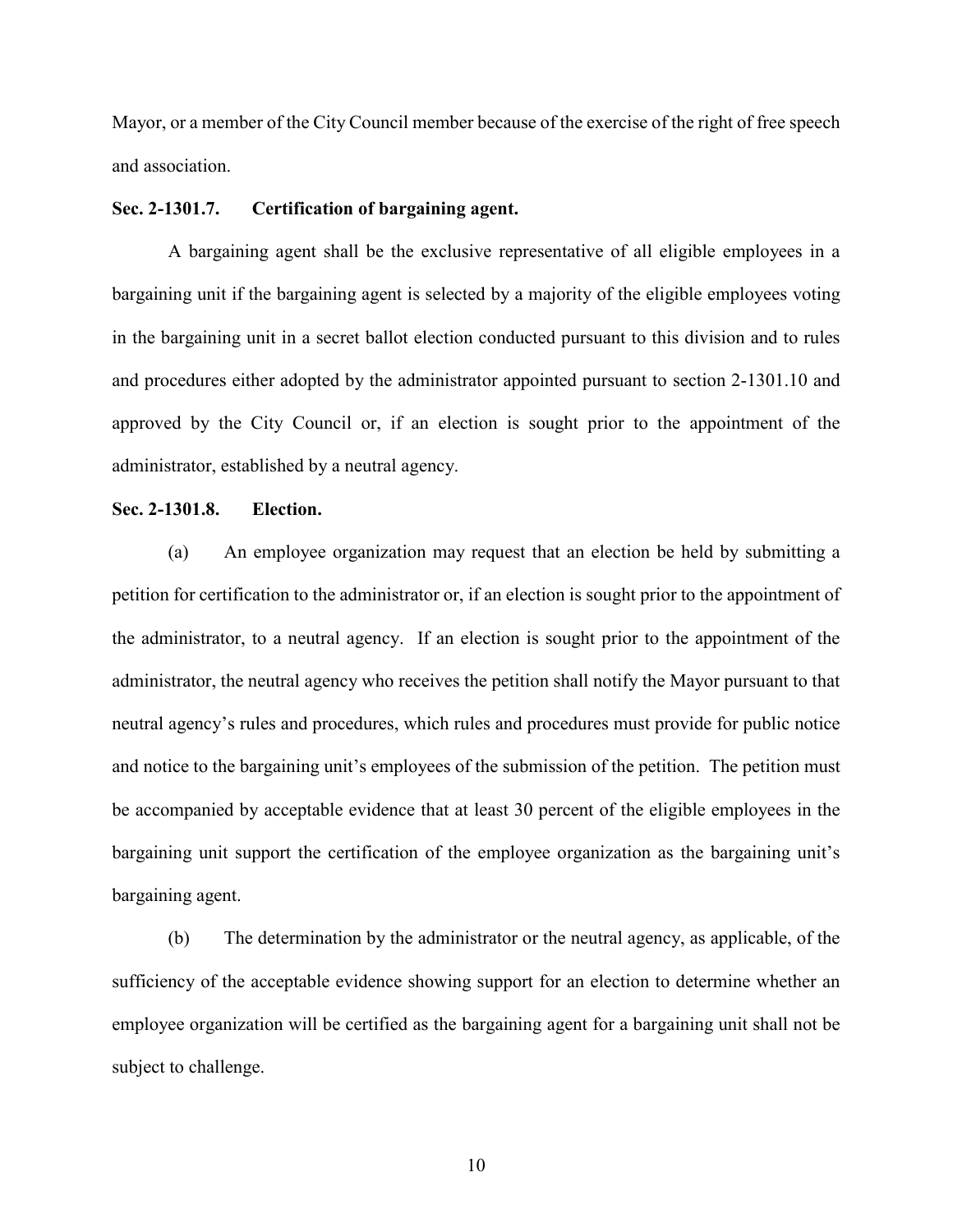Mayor, or a member of the City Council member because of the exercise of the right of free speech and association.

**Sec. 2-1301.7. Certification of bargaining agent.**

A bargaining agent shall be the exclusive representative of all eligible employees in a bargaining unit if the bargaining agent is selected by a majority of the eligible employees voting in the bargaining unit in a secret ballot election conducted pursuant to this division and to rules and procedures either adopted by the administrator appointed pursuant to section 2-1301.10 and approved by the City Council or, if an election is sought prior to the appointment of the administrator, established by a neutral agency.

**Sec. 2-1301.8. Election.**

(a) An employee organization may request that an election be held by submitting a petition for certification to the administrator or, if an election is sought prior to the appointment of the administrator, to a neutral agency. If an election is sought prior to the appointment of the administrator, the neutral agency who receives the petition shall notify the Mayor pursuant to that neutral agency's rules and procedures, which rules and procedures must provide for public notice and notice to the bargaining unit's employees of the submission of the petition. The petition must be accompanied by acceptable evidence that at least 30 percent of the eligible employees in the bargaining unit support the certification of the employee organization as the bargaining unit's bargaining agent.

(b) The determination by the administrator or the neutral agency, as applicable, of the sufficiency of the acceptable evidence showing support for an election to determine whether an employee organization will be certified as the bargaining agent for a bargaining unit shall not be subject to challenge.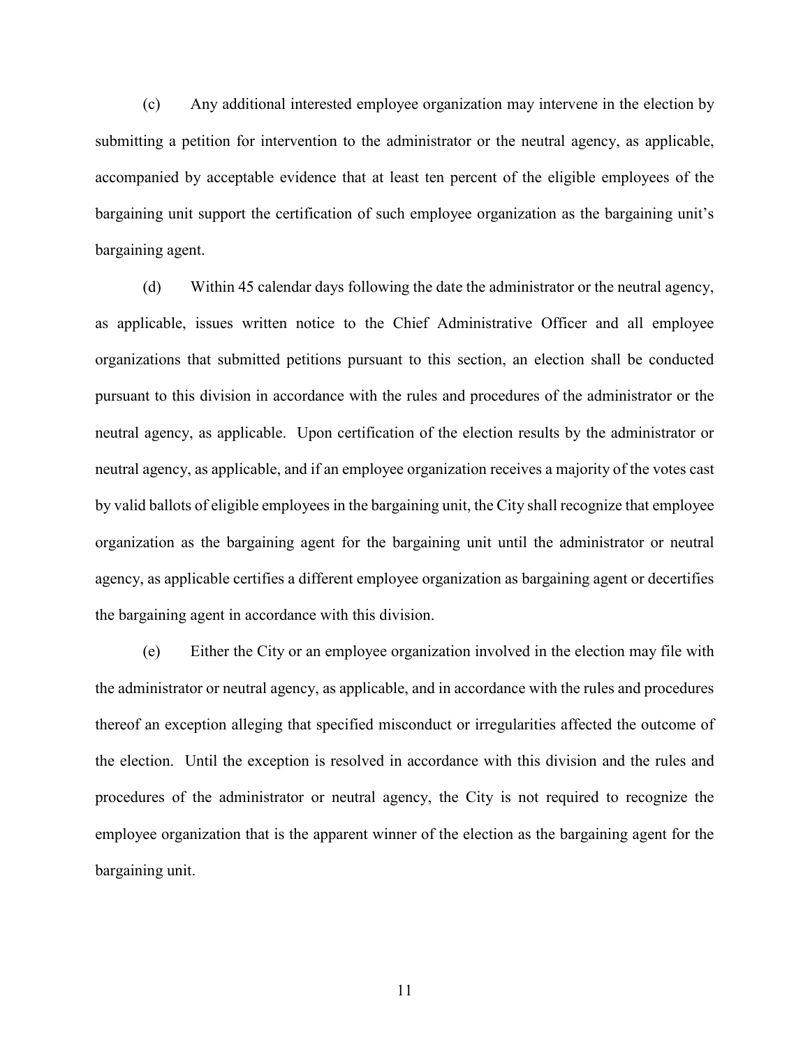(c) Any additional interested employee organization may intervene in the election by submitting a petition for intervention to the administrator or the neutral agency, as applicable, accompanied by acceptable evidence that at least ten percent of the eligible employees of the bargaining unit support the certification of such employee organization as the bargaining unit's bargaining agent.

(d) Within 45 calendar days following the date the administrator or the neutral agency, as applicable, issues written notice to the Chief Administrative Officer and all employee organizations that submitted petitions pursuant to this section, an election shall be conducted pursuant to this division in accordance with the rules and procedures of the administrator or the neutral agency, as applicable. Upon certification of the election results by the administrator or neutral agency, as applicable, and if an employee organization receives a majority of the votes cast by valid ballots of eligible employees in the bargaining unit, the City shall recognize that employee organization as the bargaining agent for the bargaining unit until the administrator or neutral agency, as applicable certifies a different employee organization as bargaining agent or decertifies the bargaining agent in accordance with this division.

(e) Either the City or an employee organization involved in the election may file with the administrator or neutral agency, as applicable, and in accordance with the rules and procedures thereof an exception alleging that specified misconduct or irregularities affected the outcome of the election. Until the exception is resolved in accordance with this division and the rules and procedures of the administrator or neutral agency, the City is not required to recognize the employee organization that is the apparent winner of the election as the bargaining agent for the bargaining unit.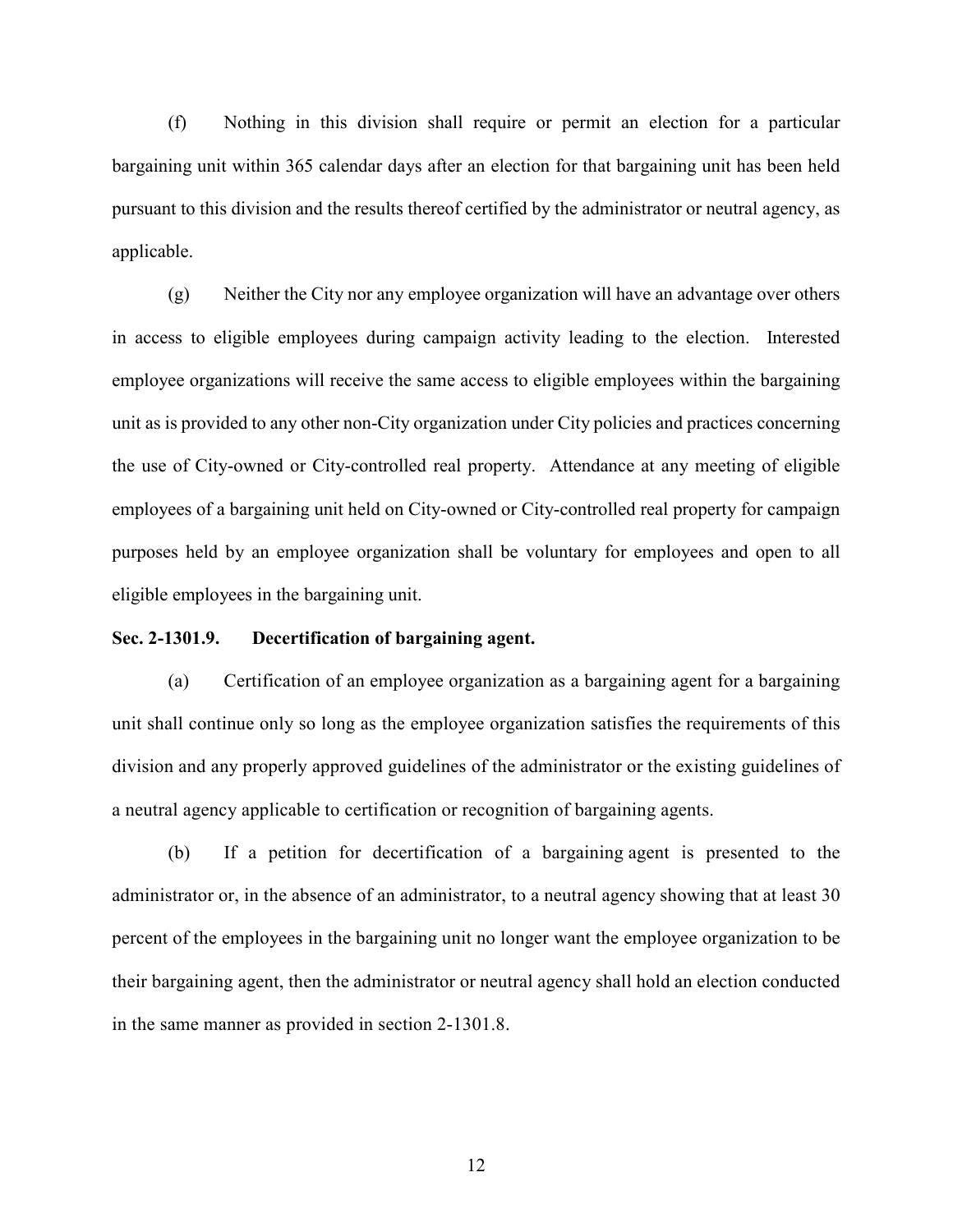(f) Nothing in this division shall require or permit an election for a particular bargaining unit within 365 calendar days after an election for that bargaining unit has been held pursuant to this division and the results thereof certified by the administrator or neutral agency, as applicable.

(g) Neither the City nor any employee organization will have an advantage over others in access to eligible employees during campaign activity leading to the election. Interested employee organizations will receive the same access to eligible employees within the bargaining unit as is provided to any other non-City organization under City policies and practices concerning the use of City-owned or City-controlled real property. Attendance at any meeting of eligible employees of a bargaining unit held on City-owned or City-controlled real property for campaign purposes held by an employee organization shall be voluntary for employees and open to all eligible employees in the bargaining unit.

**Sec. 2-1301.9. Decertification of bargaining agent.**

(a) Certification of an employee organization as a bargaining agent for a bargaining unit shall continue only so long as the employee organization satisfies the requirements of this division and any properly approved guidelines of the administrator or the existing guidelines of a neutral agency applicable to certification or recognition of bargaining agents.

(b) If a petition for decertification of a bargaining agent is presented to the administrator or, in the absence of an administrator, to a neutral agency showing that at least 30 percent of the employees in the bargaining unit no longer want the employee organization to be their bargaining agent, then the administrator or neutral agency shall hold an election conducted in the same manner as provided in section 2-1301.8.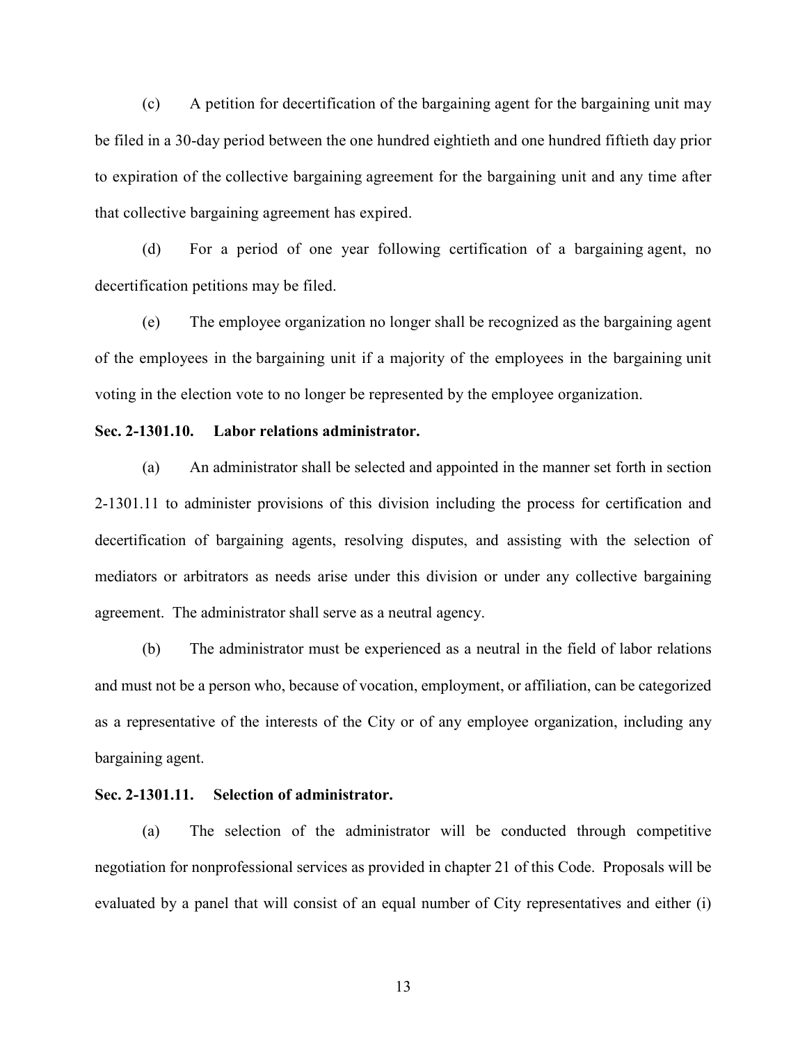(c) A petition for decertification of the bargaining agent for the bargaining unit may be filed in a 30-day period between the one hundred eightieth and one hundred fiftieth day prior to expiration of the collective bargaining agreement for the bargaining unit and any time after that collective bargaining agreement has expired.

(d) For a period of one year following certification of a bargaining agent, no decertification petitions may be filed.

(e) The employee organization no longer shall be recognized as the bargaining agent of the employees in the bargaining unit if a majority of the employees in the bargaining unit voting in the election vote to no longer be represented by the employee organization.

**Sec. 2-1301.10. Labor relations administrator.**

(a) An administrator shall be selected and appointed in the manner set forth in section 2-1301.11 to administer provisions of this division including the process for certification and decertification of bargaining agents, resolving disputes, and assisting with the selection of mediators or arbitrators as needs arise under this division or under any collective bargaining agreement. The administrator shall serve as a neutral agency.

(b) The administrator must be experienced as a neutral in the field of labor relations and must not be a person who, because of vocation, employment, or affiliation, can be categorized as a representative of the interests of the City or of any employee organization, including any bargaining agent.

**Sec. 2-1301.11. Selection of administrator.**

(a) The selection of the administrator will be conducted through competitive negotiation for nonprofessional services as provided in chapter 21 of this Code. Proposals will be evaluated by a panel that will consist of an equal number of City representatives and either (i)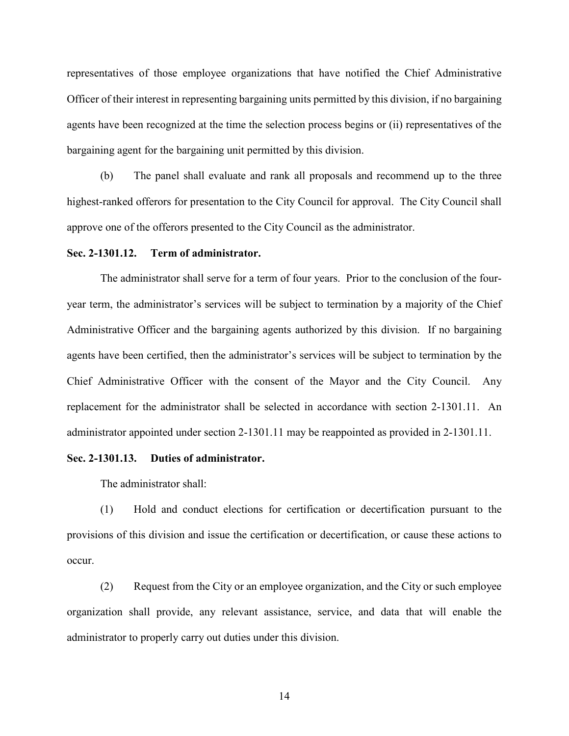representatives of those employee organizations that have notified the Chief Administrative Officer of their interest in representing bargaining units permitted by this division, if no bargaining agents have been recognized at the time the selection process begins or (ii) representatives of the bargaining agent for the bargaining unit permitted by this division.

(b) The panel shall evaluate and rank all proposals and recommend up to the three highest-ranked offerors for presentation to the City Council for approval. The City Council shall approve one of the offerors presented to the City Council as the administrator.

**Sec. 2-1301.12. Term of administrator.**

The administrator shall serve for a term of four years. Prior to the conclusion of the four-year term, the administrator's services will be subject to termination by a majority of the Chief Administrative Officer and the bargaining agents authorized by this division. If no bargaining agents have been certified, then the administrator's services will be subject to termination by the Chief Administrative Officer with the consent of the Mayor and the City Council. Any replacement for the administrator shall be selected in accordance with section 2-1301.11. An administrator appointed under section 2-1301.11 may be reappointed as provided in 2-1301.11.

**Sec. 2-1301.13. Duties of administrator.**

The administrator shall:

(1) Hold and conduct elections for certification or decertification pursuant to the provisions of this division and issue the certification or decertification, or cause these actions to occur.

(2) Request from the City or an employee organization, and the City or such employee organization shall provide, any relevant assistance, service, and data that will enable the administrator to properly carry out duties under this division.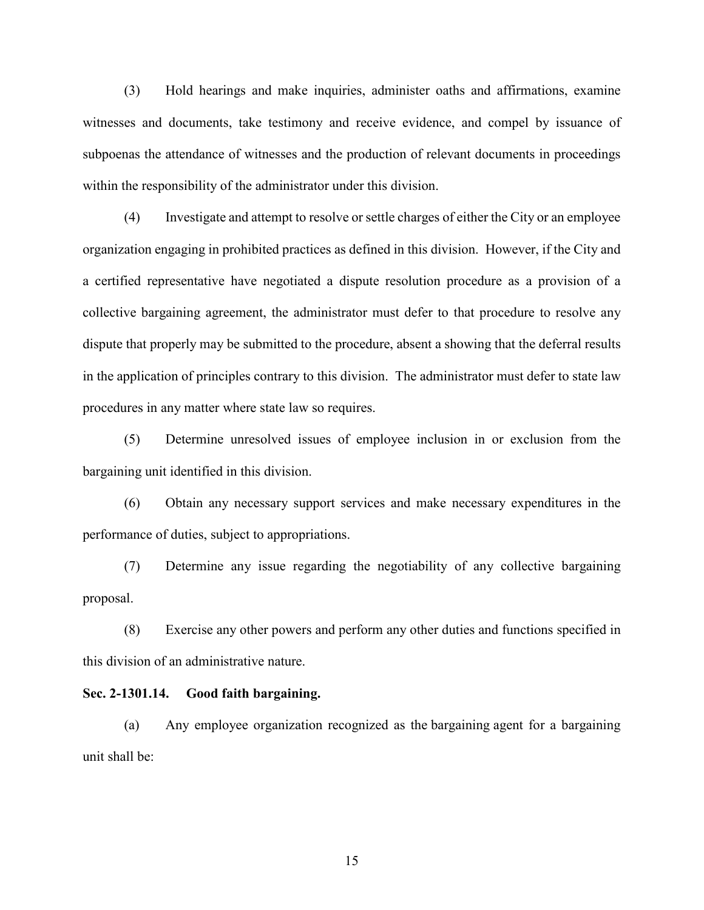(3) Hold hearings and make inquiries, administer oaths and affirmations, examine witnesses and documents, take testimony and receive evidence, and compel by issuance of subpoenas the attendance of witnesses and the production of relevant documents in proceedings within the responsibility of the administrator under this division.

(4) Investigate and attempt to resolve or settle charges of either the City or an employee organization engaging in prohibited practices as defined in this division. However, if the City and a certified representative have negotiated a dispute resolution procedure as a provision of a collective bargaining agreement, the administrator must defer to that procedure to resolve any dispute that properly may be submitted to the procedure, absent a showing that the deferral results in the application of principles contrary to this division. The administrator must defer to state law procedures in any matter where state law so requires.

(5) Determine unresolved issues of employee inclusion in or exclusion from the bargaining unit identified in this division.

(6) Obtain any necessary support services and make necessary expenditures in the performance of duties, subject to appropriations.

(7) Determine any issue regarding the negotiability of any collective bargaining proposal.

(8) Exercise any other powers and perform any other duties and functions specified in this division of an administrative nature.

**Sec. 2-1301.14. Good faith bargaining.**

(a) Any employee organization recognized as the bargaining agent for a bargaining unit shall be: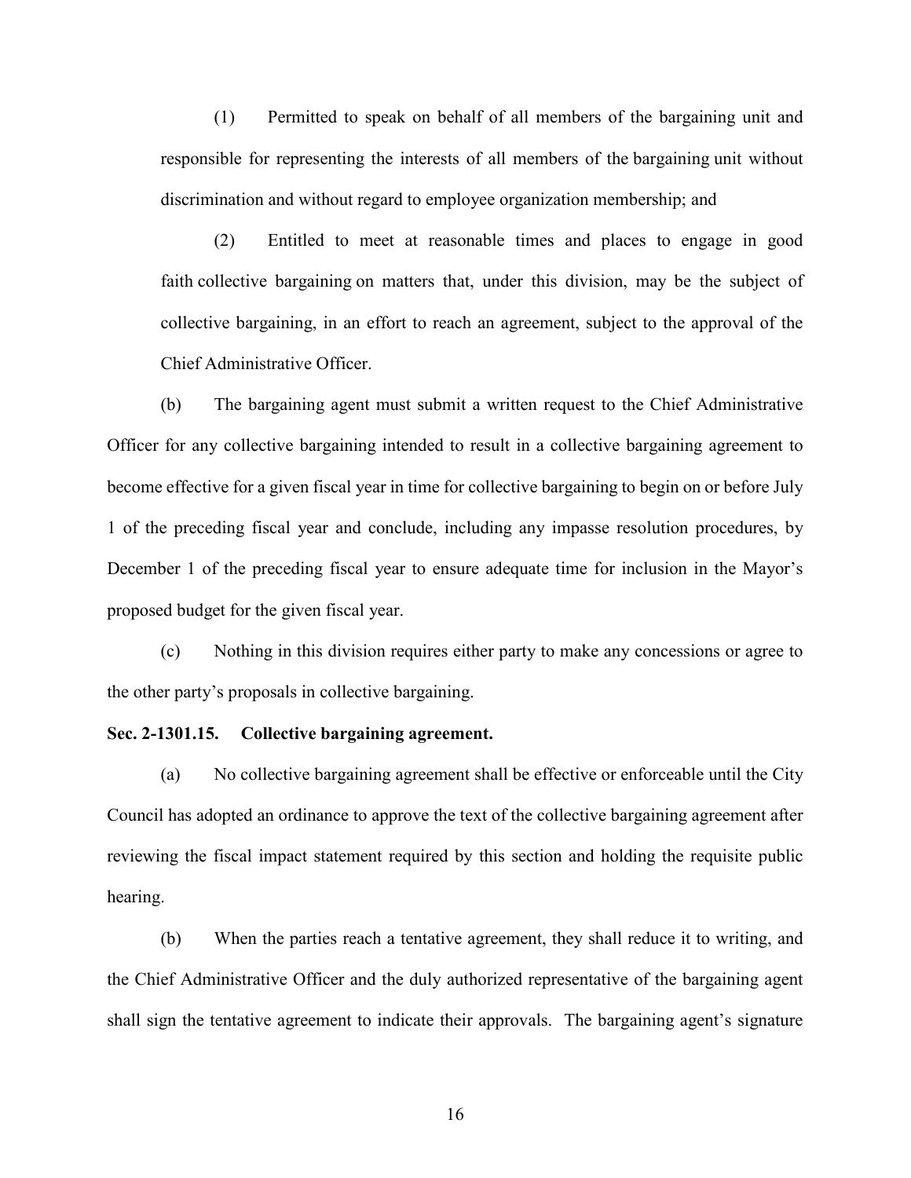(1) Permitted to speak on behalf of all members of the bargaining unit and responsible for representing the interests of all members of the bargaining unit without discrimination and without regard to employee organization membership; and

(2) Entitled to meet at reasonable times and places to engage in good faith collective bargaining on matters that, under this division, may be the subject of collective bargaining, in an effort to reach an agreement, subject to the approval of the Chief Administrative Officer.

(b) The bargaining agent must submit a written request to the Chief Administrative Officer for any collective bargaining intended to result in a collective bargaining agreement to become effective for a given fiscal year in time for collective bargaining to begin on or before July 1 of the preceding fiscal year and conclude, including any impasse resolution procedures, by December 1 of the preceding fiscal year to ensure adequate time for inclusion in the Mayor's proposed budget for the given fiscal year.

(c) Nothing in this division requires either party to make any concessions or agree to the other party's proposals in collective bargaining.

**Sec. 2-1301.15. Collective bargaining agreement.**

(a) No collective bargaining agreement shall be effective or enforceable until the City Council has adopted an ordinance to approve the text of the collective bargaining agreement after reviewing the fiscal impact statement required by this section and holding the requisite public hearing.

(b) When the parties reach a tentative agreement, they shall reduce it to writing, and the Chief Administrative Officer and the duly authorized representative of the bargaining agent shall sign the tentative agreement to indicate their approvals. The bargaining agent's signature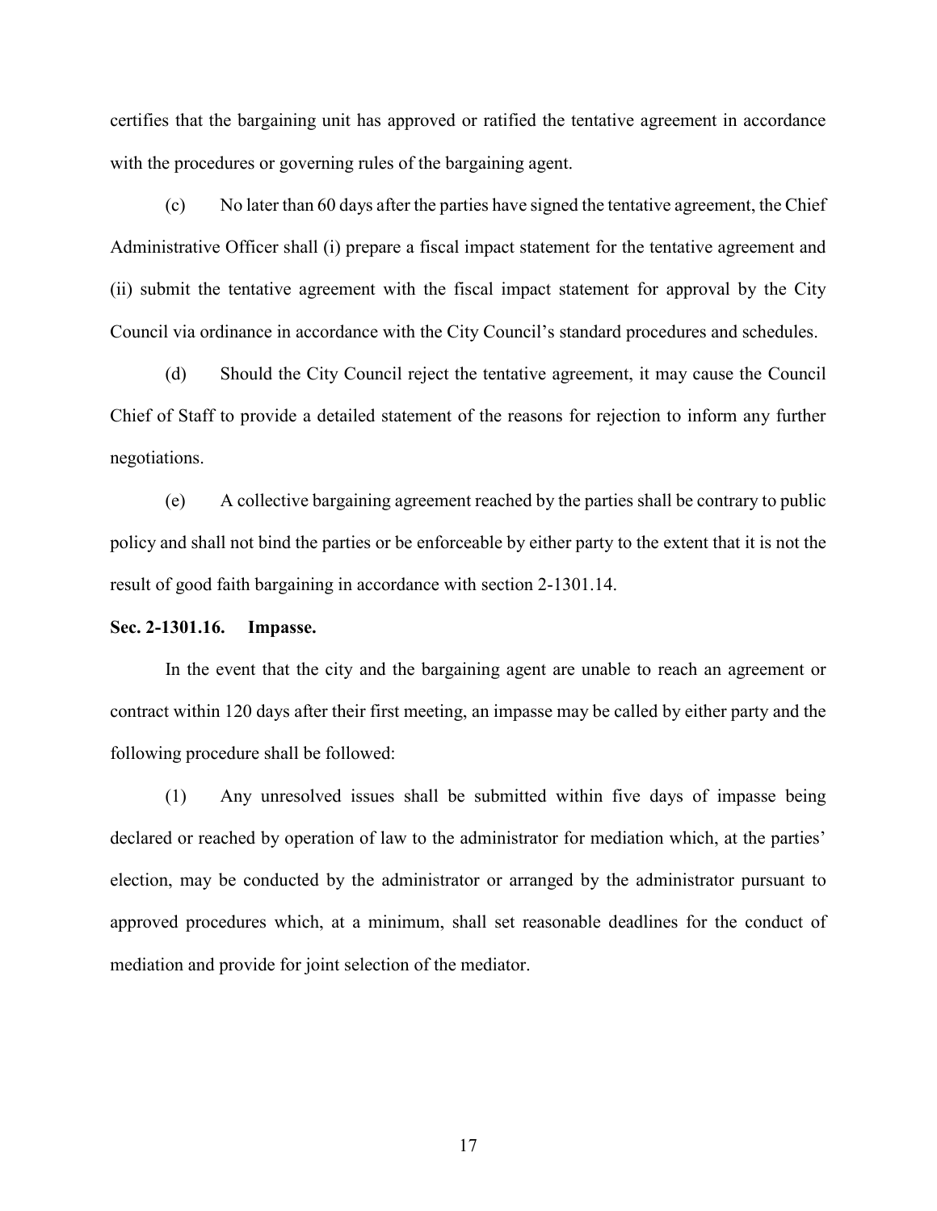certifies that the bargaining unit has approved or ratified the tentative agreement in accordance with the procedures or governing rules of the bargaining agent.

(c) No later than 60 days after the parties have signed the tentative agreement, the Chief Administrative Officer shall (i) prepare a fiscal impact statement for the tentative agreement and (ii) submit the tentative agreement with the fiscal impact statement for approval by the City Council via ordinance in accordance with the City Council's standard procedures and schedules.

(d) Should the City Council reject the tentative agreement, it may cause the Council Chief of Staff to provide a detailed statement of the reasons for rejection to inform any further negotiations.

(e) A collective bargaining agreement reached by the parties shall be contrary to public policy and shall not bind the parties or be enforceable by either party to the extent that it is not the result of good faith bargaining in accordance with section 2-1301.14.

**Sec. 2-1301.16. Impasse.**

In the event that the city and the bargaining agent are unable to reach an agreement or contract within 120 days after their first meeting, an impasse may be called by either party and the following procedure shall be followed:

(1) Any unresolved issues shall be submitted within five days of impasse being declared or reached by operation of law to the administrator for mediation which, at the parties' election, may be conducted by the administrator or arranged by the administrator pursuant to approved procedures which, at a minimum, shall set reasonable deadlines for the conduct of mediation and provide for joint selection of the mediator.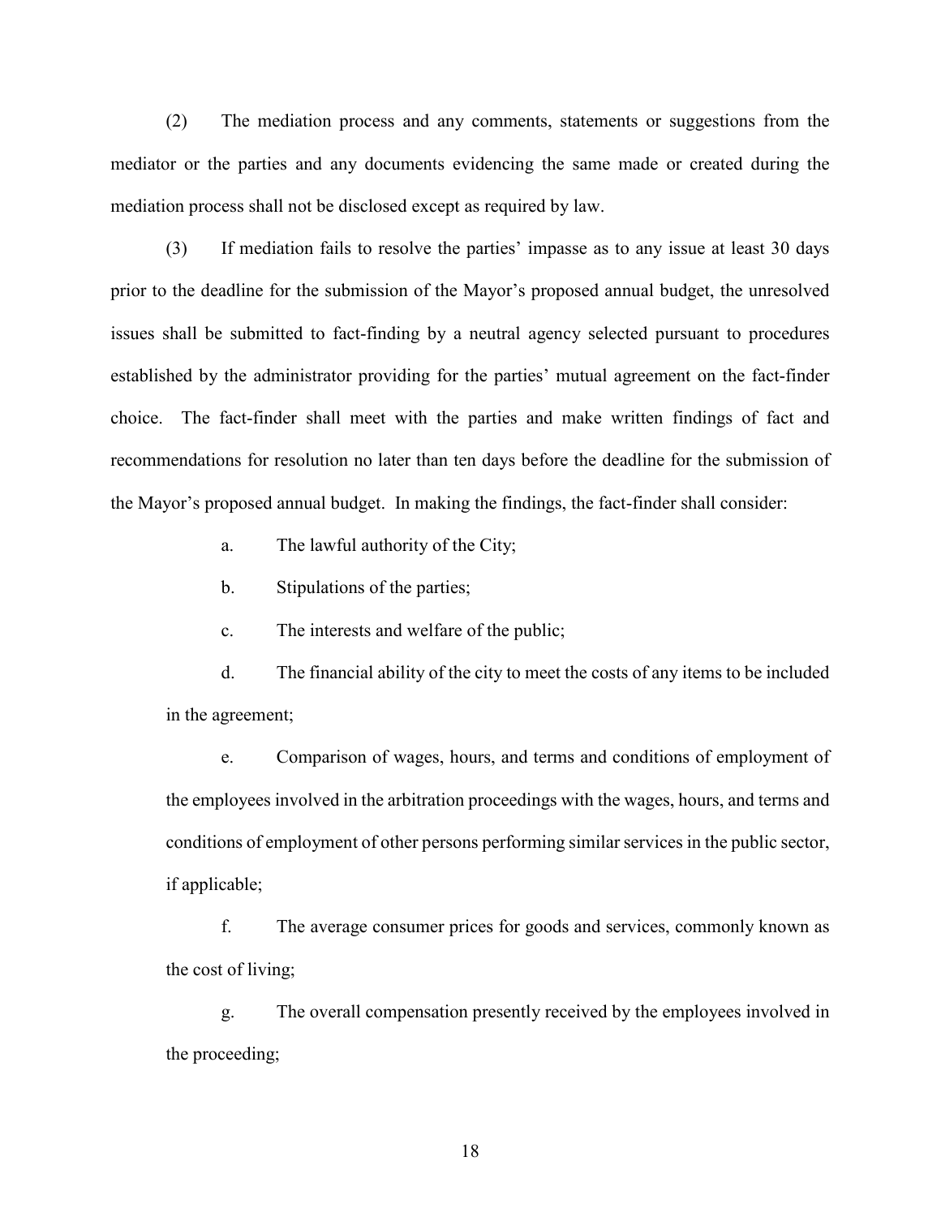(2) The mediation process and any comments, statements or suggestions from the mediator or the parties and any documents evidencing the same made or created during the mediation process shall not be disclosed except as required by law.

(3) If mediation fails to resolve the parties' impasse as to any issue at least 30 days prior to the deadline for the submission of the Mayor's proposed annual budget, the unresolved issues shall be submitted to fact-finding by a neutral agency selected pursuant to procedures established by the administrator providing for the parties' mutual agreement on the fact-finder choice. The fact-finder shall meet with the parties and make written findings of fact and recommendations for resolution no later than ten days before the deadline for the submission of the Mayor's proposed annual budget. In making the findings, the fact-finder shall consider:

a. The lawful authority of the City;

b. Stipulations of the parties;

c. The interests and welfare of the public;

d. The financial ability of the city to meet the costs of any items to be included in the agreement;

e. Comparison of wages, hours, and terms and conditions of employment of the employees involved in the arbitration proceedings with the wages, hours, and terms and conditions of employment of other persons performing similar services in the public sector, if applicable;

f. The average consumer prices for goods and services, commonly known as the cost of living;

g. The overall compensation presently received by the employees involved in the proceeding;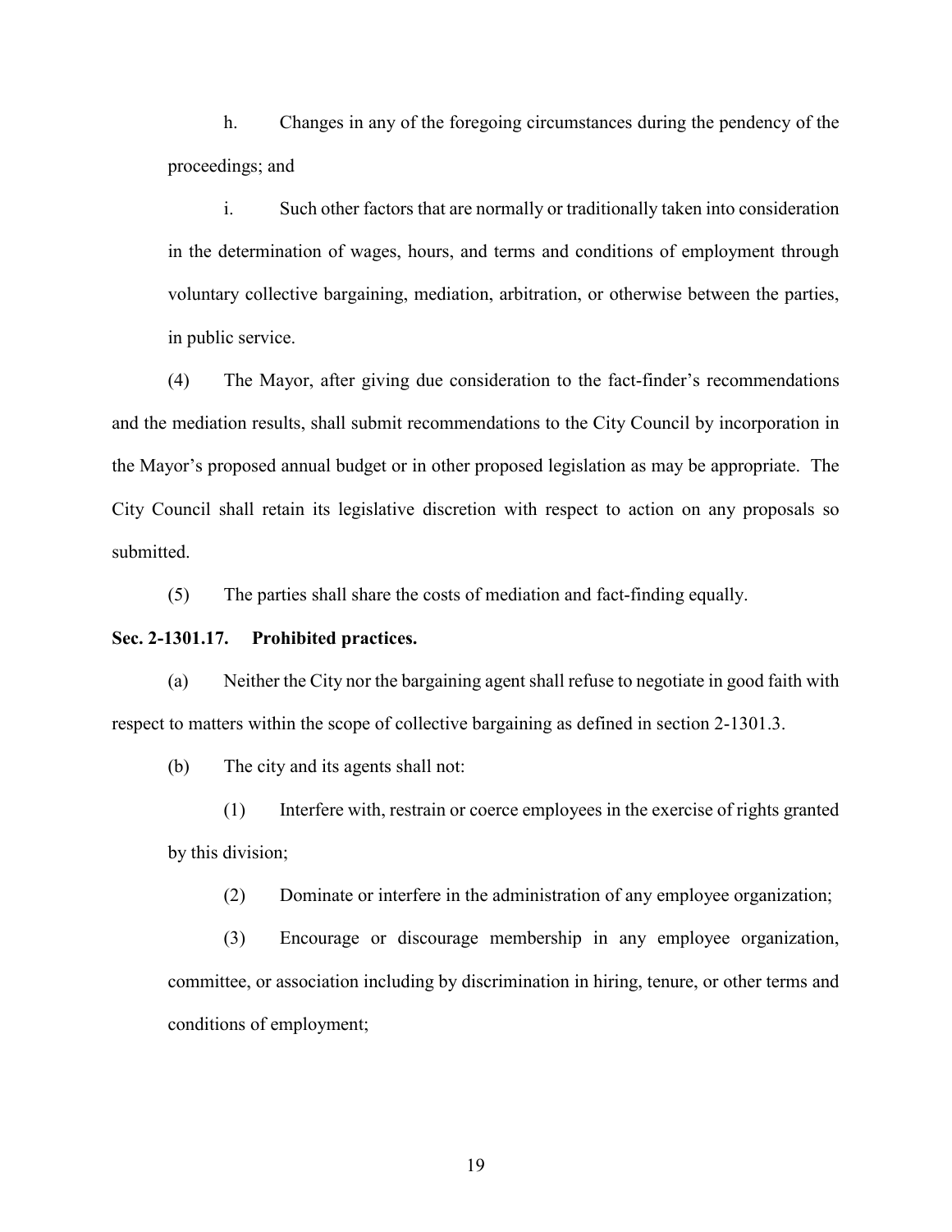h. Changes in any of the foregoing circumstances during the pendency of the proceedings; and

i. Such other factors that are normally or traditionally taken into consideration in the determination of wages, hours, and terms and conditions of employment through voluntary collective bargaining, mediation, arbitration, or otherwise between the parties, in public service.

(4) The Mayor, after giving due consideration to the fact-finder's recommendations and the mediation results, shall submit recommendations to the City Council by incorporation in the Mayor's proposed annual budget or in other proposed legislation as may be appropriate. The City Council shall retain its legislative discretion with respect to action on any proposals so submitted.

(5) The parties shall share the costs of mediation and fact-finding equally.

**Sec. 2-1301.17. Prohibited practices.**

(a) Neither the City nor the bargaining agent shall refuse to negotiate in good faith with respect to matters within the scope of collective bargaining as defined in section 2-1301.3.

(b) The city and its agents shall not:

(1) Interfere with, restrain or coerce employees in the exercise of rights granted by this division;

(2) Dominate or interfere in the administration of any employee organization;

(3) Encourage or discourage membership in any employee organization, committee, or association including by discrimination in hiring, tenure, or other terms and conditions of employment;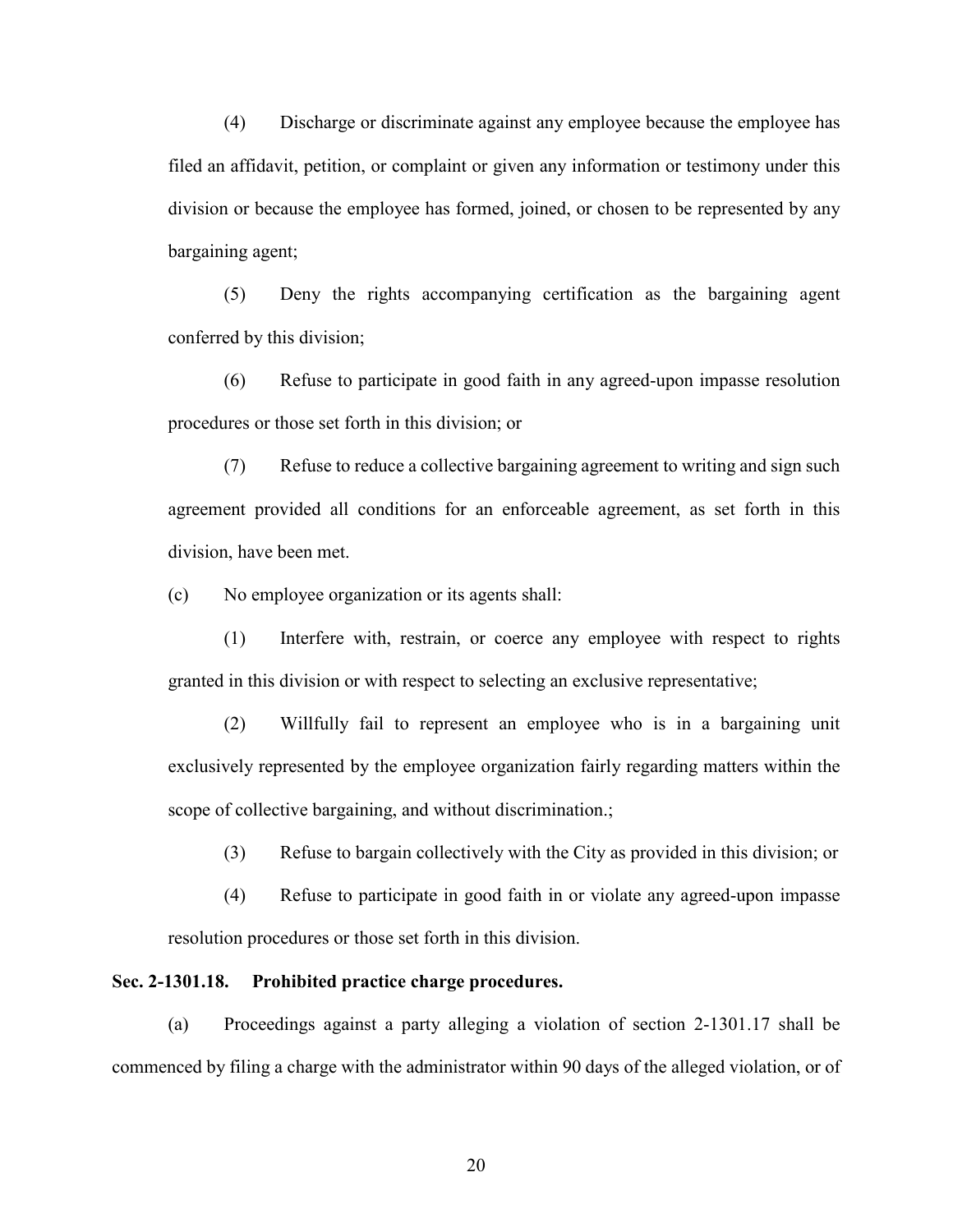(4) Discharge or discriminate against any employee because the employee has filed an affidavit, petition, or complaint or given any information or testimony under this division or because the employee has formed, joined, or chosen to be represented by any bargaining agent;

(5) Deny the rights accompanying certification as the bargaining agent conferred by this division;

(6) Refuse to participate in good faith in any agreed-upon impasse resolution procedures or those set forth in this division; or

(7) Refuse to reduce a collective bargaining agreement to writing and sign such agreement provided all conditions for an enforceable agreement, as set forth in this division, have been met.

(c) No employee organization or its agents shall:

(1) Interfere with, restrain, or coerce any employee with respect to rights granted in this division or with respect to selecting an exclusive representative;

(2) Willfully fail to represent an employee who is in a bargaining unit exclusively represented by the employee organization fairly regarding matters within the scope of collective bargaining, and without discrimination.;

(3) Refuse to bargain collectively with the City as provided in this division; or

(4) Refuse to participate in good faith in or violate any agreed-upon impasse resolution procedures or those set forth in this division.

**Sec. 2-1301.18. Prohibited practice charge procedures.**

(a) Proceedings against a party alleging a violation of section 2-1301.17 shall be commenced by filing a charge with the administrator within 90 days of the alleged violation, or of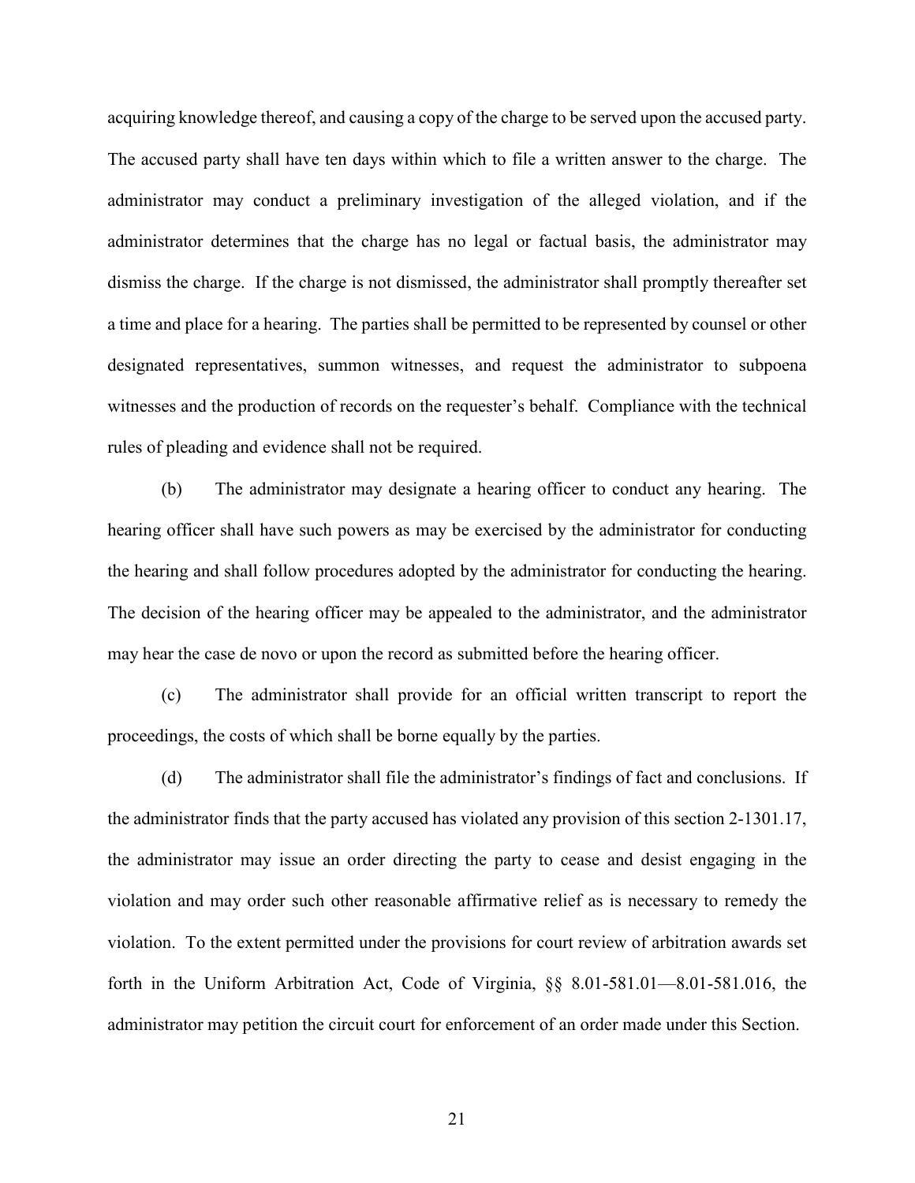acquiring knowledge thereof, and causing a copy of the charge to be served upon the accused party. The accused party shall have ten days within which to file a written answer to the charge. The administrator may conduct a preliminary investigation of the alleged violation, and if the administrator determines that the charge has no legal or factual basis, the administrator may dismiss the charge. If the charge is not dismissed, the administrator shall promptly thereafter set a time and place for a hearing. The parties shall be permitted to be represented by counsel or other designated representatives, summon witnesses, and request the administrator to subpoena witnesses and the production of records on the requester's behalf. Compliance with the technical rules of pleading and evidence shall not be required.

(b) The administrator may designate a hearing officer to conduct any hearing. The hearing officer shall have such powers as may be exercised by the administrator for conducting the hearing and shall follow procedures adopted by the administrator for conducting the hearing. The decision of the hearing officer may be appealed to the administrator, and the administrator may hear the case de novo or upon the record as submitted before the hearing officer.

(c) The administrator shall provide for an official written transcript to report the proceedings, the costs of which shall be borne equally by the parties.

(d) The administrator shall file the administrator's findings of fact and conclusions. If the administrator finds that the party accused has violated any provision of this section 2-1301.17, the administrator may issue an order directing the party to cease and desist engaging in the violation and may order such other reasonable affirmative relief as is necessary to remedy the violation. To the extent permitted under the provisions for court review of arbitration awards set forth in the Uniform Arbitration Act, Code of Virginia, §§ 8.01-581.01—8.01-581.016, the administrator may petition the circuit court for enforcement of an order made under this Section.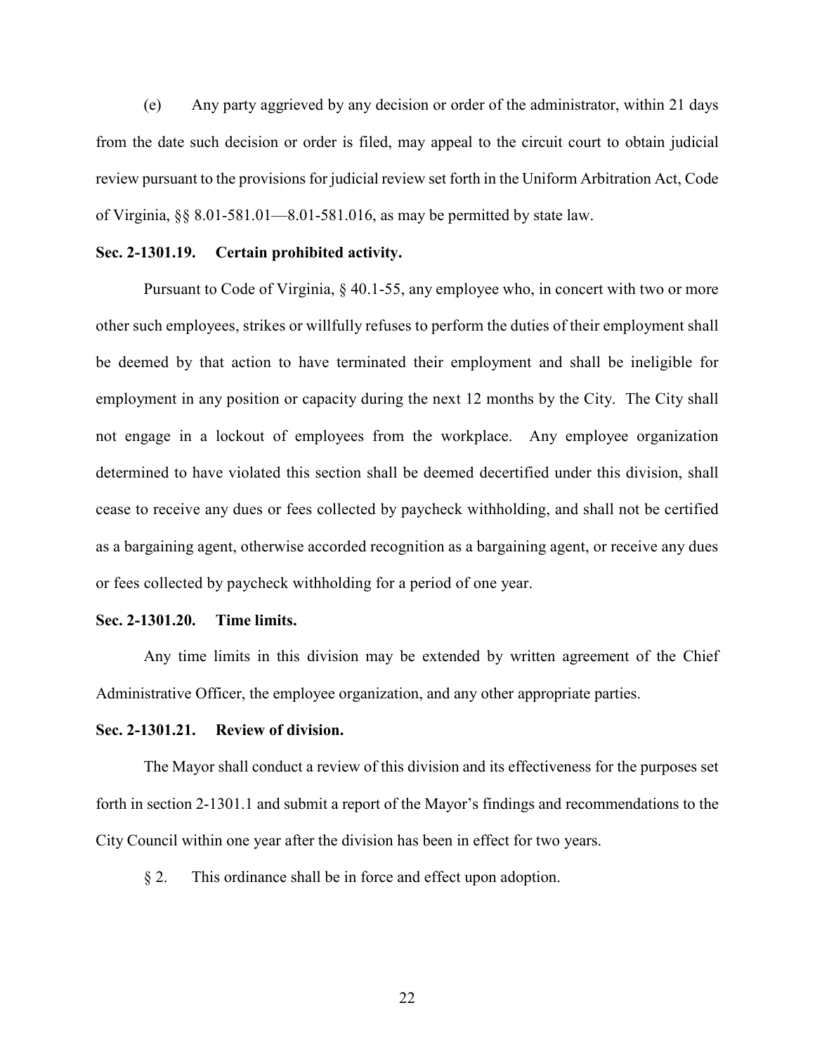(e) Any party aggrieved by any decision or order of the administrator, within 21 days from the date such decision or order is filed, may appeal to the circuit court to obtain judicial review pursuant to the provisions for judicial review set forth in the Uniform Arbitration Act, Code of Virginia, §§ 8.01-581.01—8.01-581.016, as may be permitted by state law.

**Sec. 2-1301.19. Certain prohibited activity.**

Pursuant to Code of Virginia, § 40.1-55, any employee who, in concert with two or more other such employees, strikes or willfully refuses to perform the duties of their employment shall be deemed by that action to have terminated their employment and shall be ineligible for employment in any position or capacity during the next 12 months by the City. The City shall not engage in a lockout of employees from the workplace. Any employee organization determined to have violated this section shall be deemed decertified under this division, shall cease to receive any dues or fees collected by paycheck withholding, and shall not be certified as a bargaining agent, otherwise accorded recognition as a bargaining agent, or receive any dues or fees collected by paycheck withholding for a period of one year.

**Sec. 2-1301.20. Time limits.**

Any time limits in this division may be extended by written agreement of the Chief Administrative Officer, the employee organization, and any other appropriate parties.

**Sec. 2-1301.21. Review of division.**

The Mayor shall conduct a review of this division and its effectiveness for the purposes set forth in section 2-1301.1 and submit a report of the Mayor's findings and recommendations to the City Council within one year after the division has been in effect for two years.

§ 2. This ordinance shall be in force and effect upon adoption.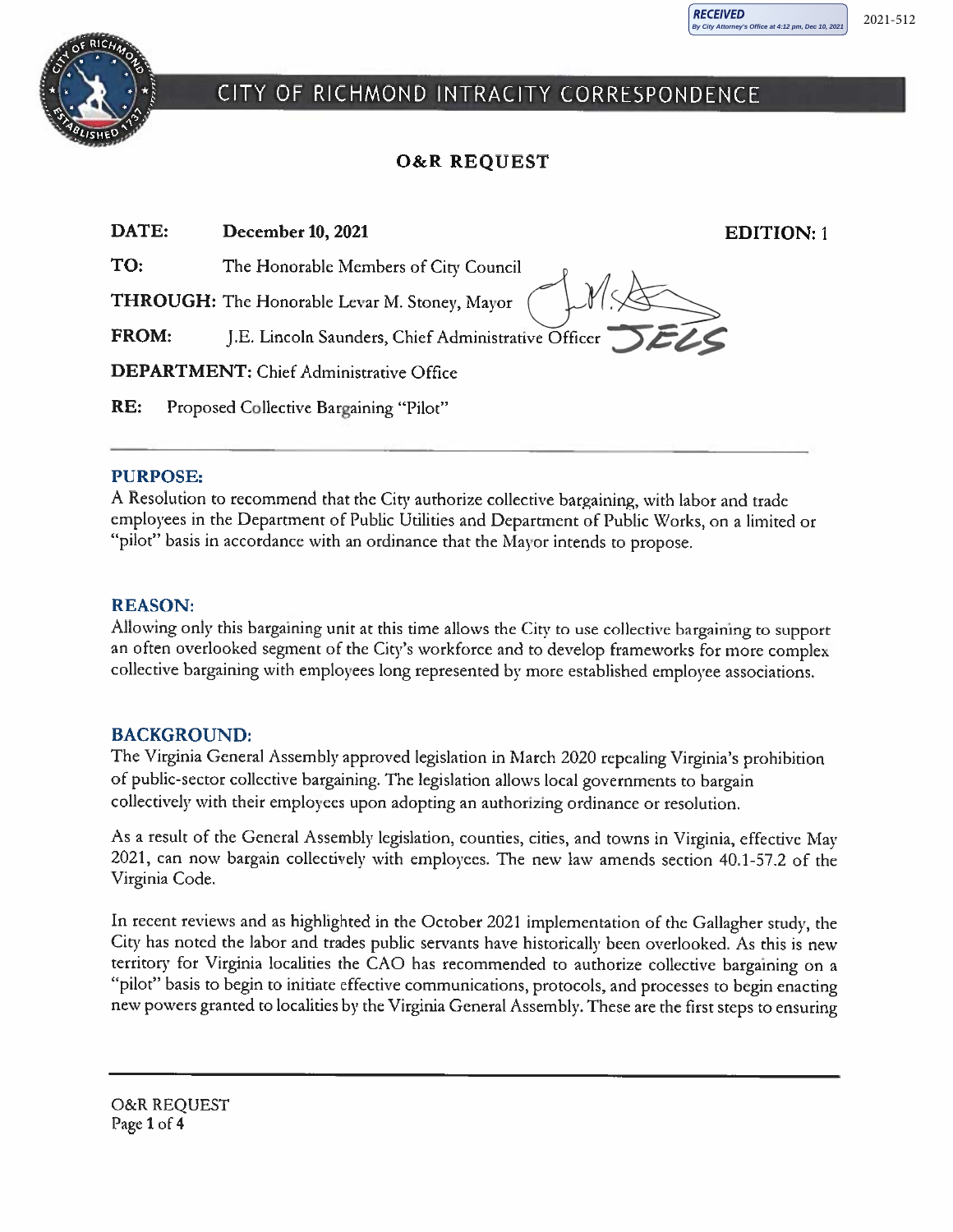RECEIVED
By City Attorney's Office at 4:12 pm, Dec 10, 2021

2021-512

# CITY OF RICHMOND INTRACITY CORRESPONDENCE

## O&R REQUEST

**DATE:** **December 10, 2021** **EDITION:** 1

**TO:** The Honorable Members of City Council

**THROUGH:** The Honorable Levar M. Stoney, Mayor

**FROM:** J.E. Lincoln Saunders, Chief Administrative Officer

**DEPARTMENT:** Chief Administrative Office

**RE:** Proposed Collective Bargaining "Pilot"

### PURPOSE:

A Resolution to recommend that the City authorize collective bargaining, with labor and trade employees in the Department of Public Utilities and Department of Public Works, on a limited or "pilot" basis in accordance with an ordinance that the Mayor intends to propose.

### REASON:

Allowing only this bargaining unit at this time allows the City to use collective bargaining to support an often overlooked segment of the City's workforce and to develop frameworks for more complex collective bargaining with employees long represented by more established employee associations.

### BACKGROUND:

The Virginia General Assembly approved legislation in March 2020 repealing Virginia's prohibition of public-sector collective bargaining. The legislation allows local governments to bargain collectively with their employees upon adopting an authorizing ordinance or resolution.

As a result of the General Assembly legislation, counties, cities, and towns in Virginia, effective May 2021, can now bargain collectively with employees. The new law amends section 40.1-57.2 of the Virginia Code.

In recent reviews and as highlighted in the October 2021 implementation of the Gallagher study, the City has noted the labor and trades public servants have historically been overlooked. As this is new territory for Virginia localities the CAO has recommended to authorize collective bargaining on a "pilot" basis to begin to initiate effective communications, protocols, and processes to begin enacting new powers granted to localities by the Virginia General Assembly. These are the first steps to ensuring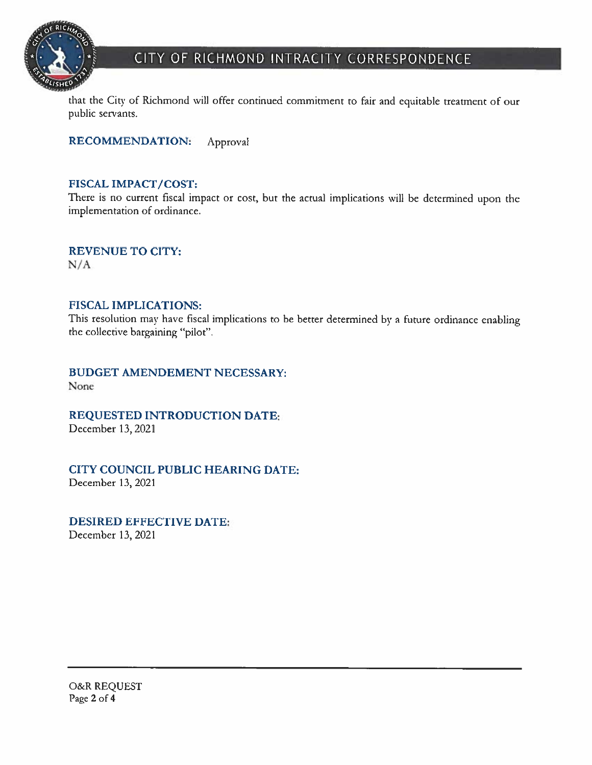that the City of Richmond will offer continued commitment to fair and equitable treatment of our public servants.

**RECOMMENDATION:** Approval

**FISCAL IMPACT/COST:**
There is no current fiscal impact or cost, but the actual implications will be determined upon the implementation of ordinance.

**REVENUE TO CITY:**
N/A

**FISCAL IMPLICATIONS:**
This resolution may have fiscal implications to be better determined by a future ordinance enabling the collective bargaining "pilot".

**BUDGET AMENDEMENT NECESSARY:**
None

**REQUESTED INTRODUCTION DATE:**
December 13, 2021

**CITY COUNCIL PUBLIC HEARING DATE:**
December 13, 2021

**DESIRED EFFECTIVE DATE:**
December 13, 2021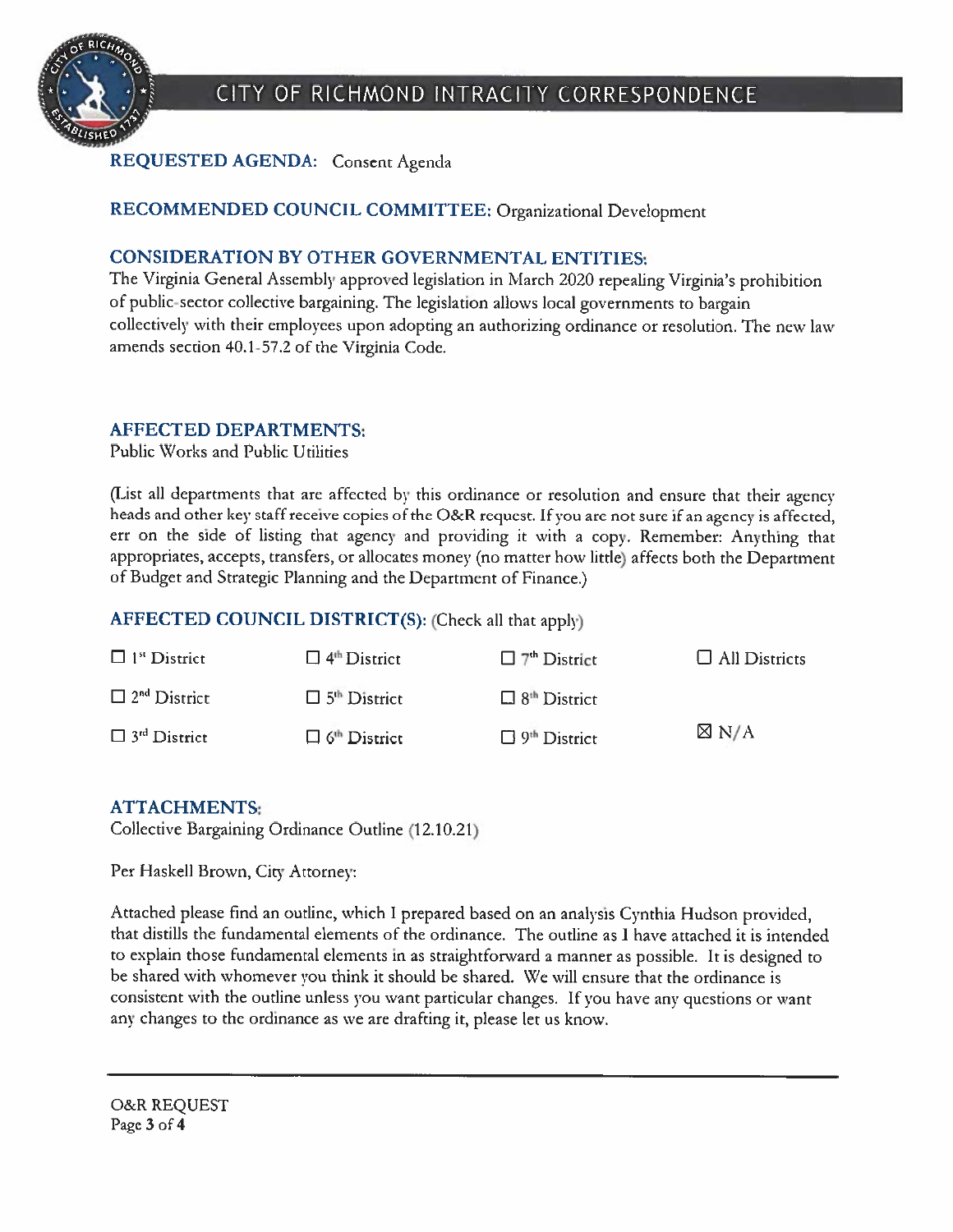**REQUESTED AGENDA:** Consent Agenda

**RECOMMENDED COUNCIL COMMITTEE:** Organizational Development

**CONSIDERATION BY OTHER GOVERNMENTAL ENTITIES:**
The Virginia General Assembly approved legislation in March 2020 repealing Virginia's prohibition of public-sector collective bargaining. The legislation allows local governments to bargain collectively with their employees upon adopting an authorizing ordinance or resolution. The new law amends section 40.1-57.2 of the Virginia Code.

**AFFECTED DEPARTMENTS:**
Public Works and Public Utilities

(List all departments that are affected by this ordinance or resolution and ensure that their agency heads and other key staff receive copies of the O&R request. If you are not sure if an agency is affected, err on the side of listing that agency and providing it with a copy. Remember: Anything that appropriates, accepts, transfers, or allocates money (no matter how little) affects both the Department of Budget and Strategic Planning and the Department of Finance.)

**AFFECTED COUNCIL DISTRICT(S):** (Check all that apply)

| | | | |
|---|---|---|---|
| ☐ 1st District | ☐ 4th District | ☐ 7th District | ☐ All Districts |
| ☐ 2nd District | ☐ 5th District | ☐ 8th District | |
| ☐ 3rd District | ☐ 6th District | ☐ 9th District | ☒ N/A |

**ATTACHMENTS:**
Collective Bargaining Ordinance Outline (12.10.21)

Per Haskell Brown, City Attorney:

Attached please find an outline, which I prepared based on an analysis Cynthia Hudson provided, that distills the fundamental elements of the ordinance. The outline as I have attached it is intended to explain those fundamental elements in as straightforward a manner as possible. It is designed to be shared with whomever you think it should be shared. We will ensure that the ordinance is consistent with the outline unless you want particular changes. If you have any questions or want any changes to the ordinance as we are drafting it, please let us know.

O&R REQUEST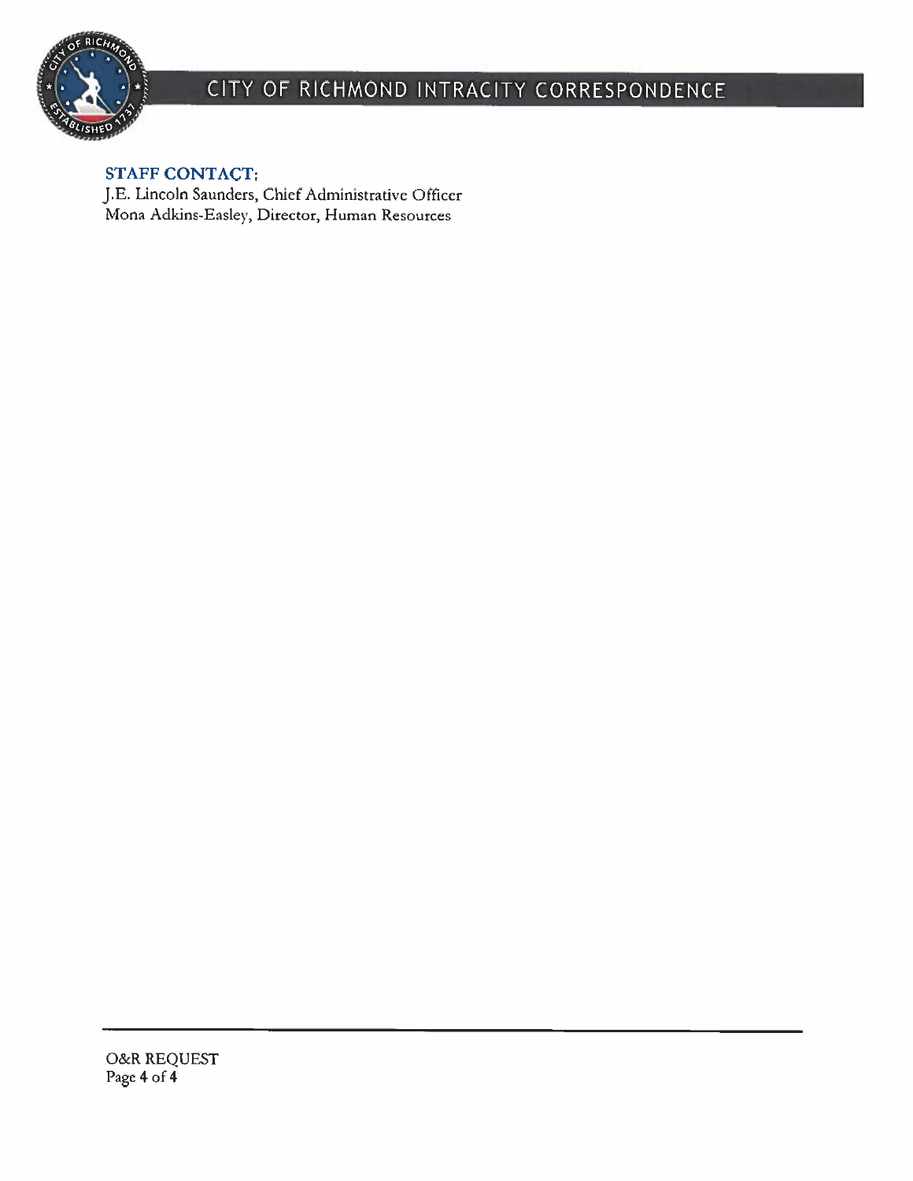**STAFF CONTACT:**

J.E. Lincoln Saunders, Chief Administrative Officer
Mona Adkins-Easley, Director, Human Resources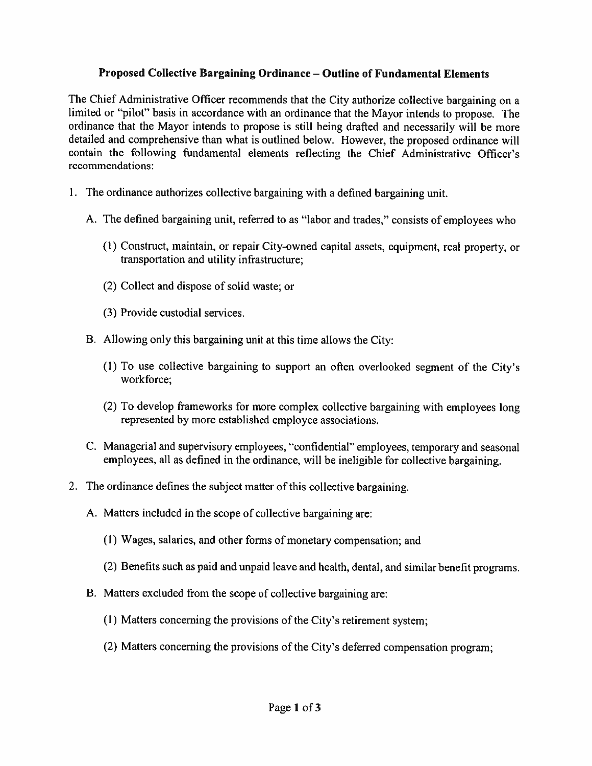**Proposed Collective Bargaining Ordinance – Outline of Fundamental Elements**

The Chief Administrative Officer recommends that the City authorize collective bargaining on a limited or "pilot" basis in accordance with an ordinance that the Mayor intends to propose. The ordinance that the Mayor intends to propose is still being drafted and necessarily will be more detailed and comprehensive than what is outlined below. However, the proposed ordinance will contain the following fundamental elements reflecting the Chief Administrative Officer's recommendations:

1. The ordinance authorizes collective bargaining with a defined bargaining unit.

   A. The defined bargaining unit, referred to as "labor and trades," consists of employees who

      (1) Construct, maintain, or repair City-owned capital assets, equipment, real property, or transportation and utility infrastructure;

      (2) Collect and dispose of solid waste; or

      (3) Provide custodial services.

   B. Allowing only this bargaining unit at this time allows the City:

      (1) To use collective bargaining to support an often overlooked segment of the City's workforce;

      (2) To develop frameworks for more complex collective bargaining with employees long represented by more established employee associations.

   C. Managerial and supervisory employees, "confidential" employees, temporary and seasonal employees, all as defined in the ordinance, will be ineligible for collective bargaining.

2. The ordinance defines the subject matter of this collective bargaining.

   A. Matters included in the scope of collective bargaining are:

      (1) Wages, salaries, and other forms of monetary compensation; and

      (2) Benefits such as paid and unpaid leave and health, dental, and similar benefit programs.

   B. Matters excluded from the scope of collective bargaining are:

      (1) Matters concerning the provisions of the City's retirement system;

      (2) Matters concerning the provisions of the City's deferred compensation program;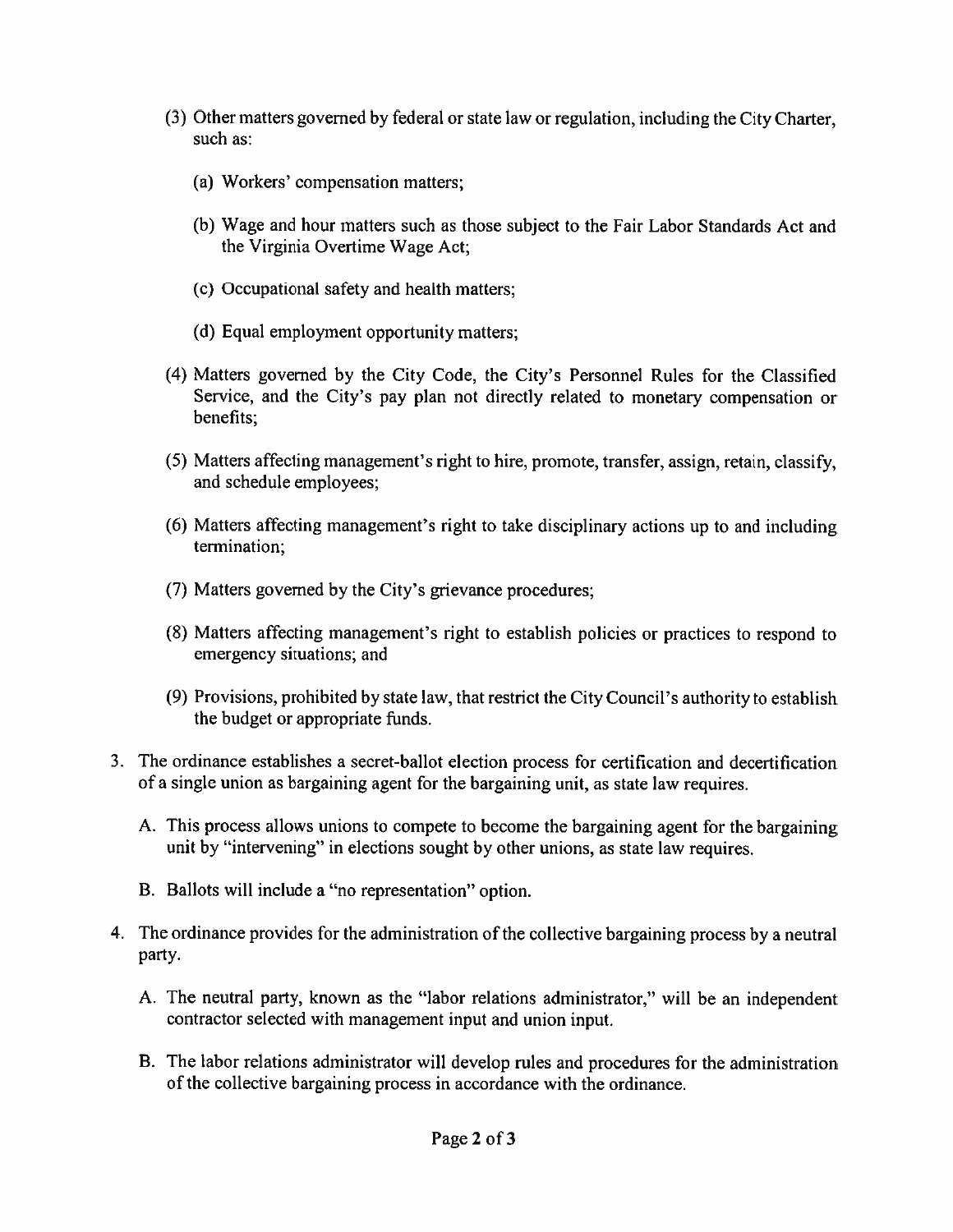(3) Other matters governed by federal or state law or regulation, including the City Charter, such as:

(a) Workers' compensation matters;

(b) Wage and hour matters such as those subject to the Fair Labor Standards Act and the Virginia Overtime Wage Act;

(c) Occupational safety and health matters;

(d) Equal employment opportunity matters;

(4) Matters governed by the City Code, the City's Personnel Rules for the Classified Service, and the City's pay plan not directly related to monetary compensation or benefits;

(5) Matters affecting management's right to hire, promote, transfer, assign, retain, classify, and schedule employees;

(6) Matters affecting management's right to take disciplinary actions up to and including termination;

(7) Matters governed by the City's grievance procedures;

(8) Matters affecting management's right to establish policies or practices to respond to emergency situations; and

(9) Provisions, prohibited by state law, that restrict the City Council's authority to establish the budget or appropriate funds.

3. The ordinance establishes a secret-ballot election process for certification and decertification of a single union as bargaining agent for the bargaining unit, as state law requires.

   A. This process allows unions to compete to become the bargaining agent for the bargaining unit by "intervening" in elections sought by other unions, as state law requires.

   B. Ballots will include a "no representation" option.

4. The ordinance provides for the administration of the collective bargaining process by a neutral party.

   A. The neutral party, known as the "labor relations administrator," will be an independent contractor selected with management input and union input.

   B. The labor relations administrator will develop rules and procedures for the administration of the collective bargaining process in accordance with the ordinance.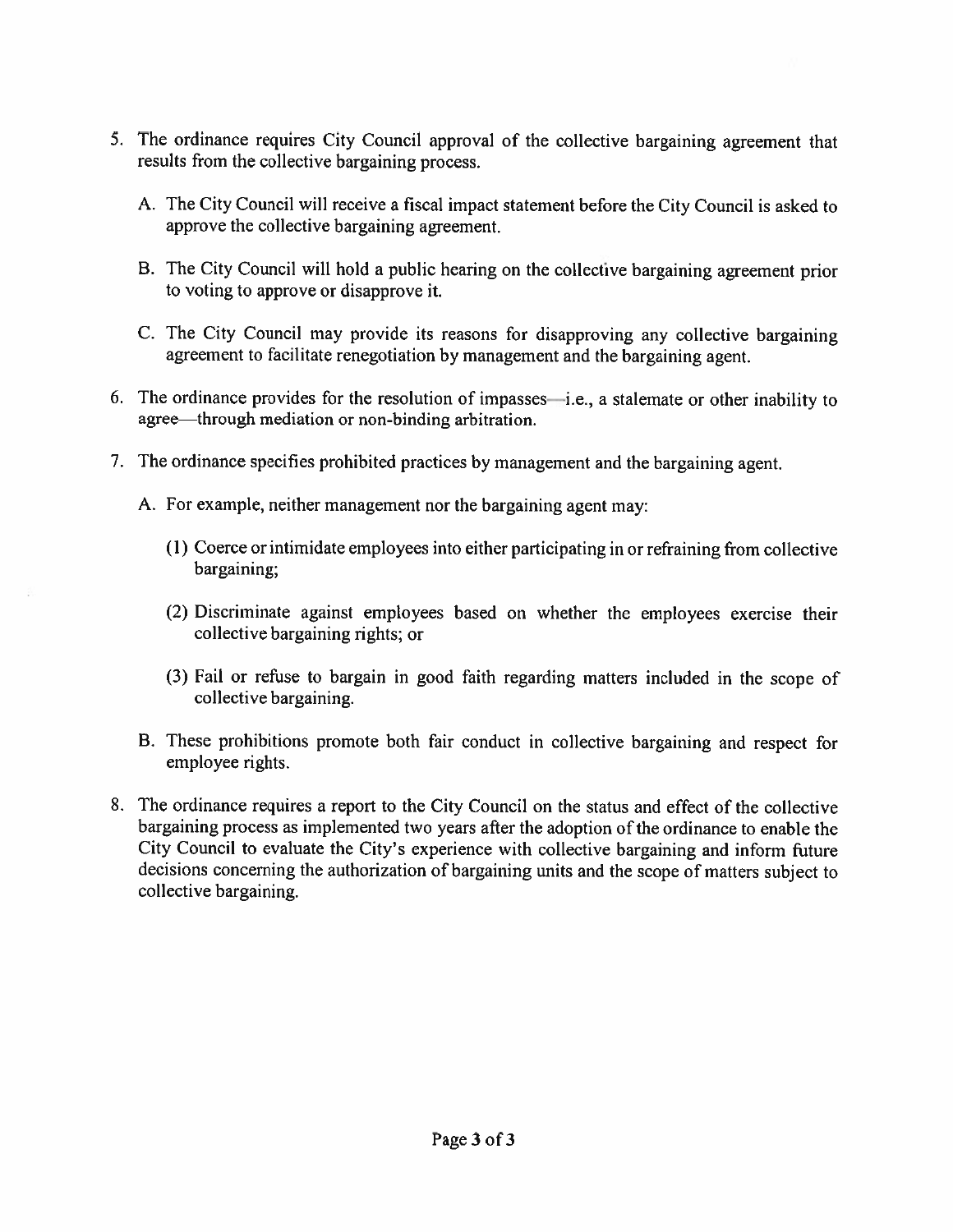5. The ordinance requires City Council approval of the collective bargaining agreement that results from the collective bargaining process.

   A. The City Council will receive a fiscal impact statement before the City Council is asked to approve the collective bargaining agreement.

   B. The City Council will hold a public hearing on the collective bargaining agreement prior to voting to approve or disapprove it.

   C. The City Council may provide its reasons for disapproving any collective bargaining agreement to facilitate renegotiation by management and the bargaining agent.

6. The ordinance provides for the resolution of impasses—i.e., a stalemate or other inability to agree—through mediation or non-binding arbitration.

7. The ordinance specifies prohibited practices by management and the bargaining agent.

   A. For example, neither management nor the bargaining agent may:

      (1) Coerce or intimidate employees into either participating in or refraining from collective bargaining;

      (2) Discriminate against employees based on whether the employees exercise their collective bargaining rights; or

      (3) Fail or refuse to bargain in good faith regarding matters included in the scope of collective bargaining.

   B. These prohibitions promote both fair conduct in collective bargaining and respect for employee rights.

8. The ordinance requires a report to the City Council on the status and effect of the collective bargaining process as implemented two years after the adoption of the ordinance to enable the City Council to evaluate the City's experience with collective bargaining and inform future decisions concerning the authorization of bargaining units and the scope of matters subject to collective bargaining.